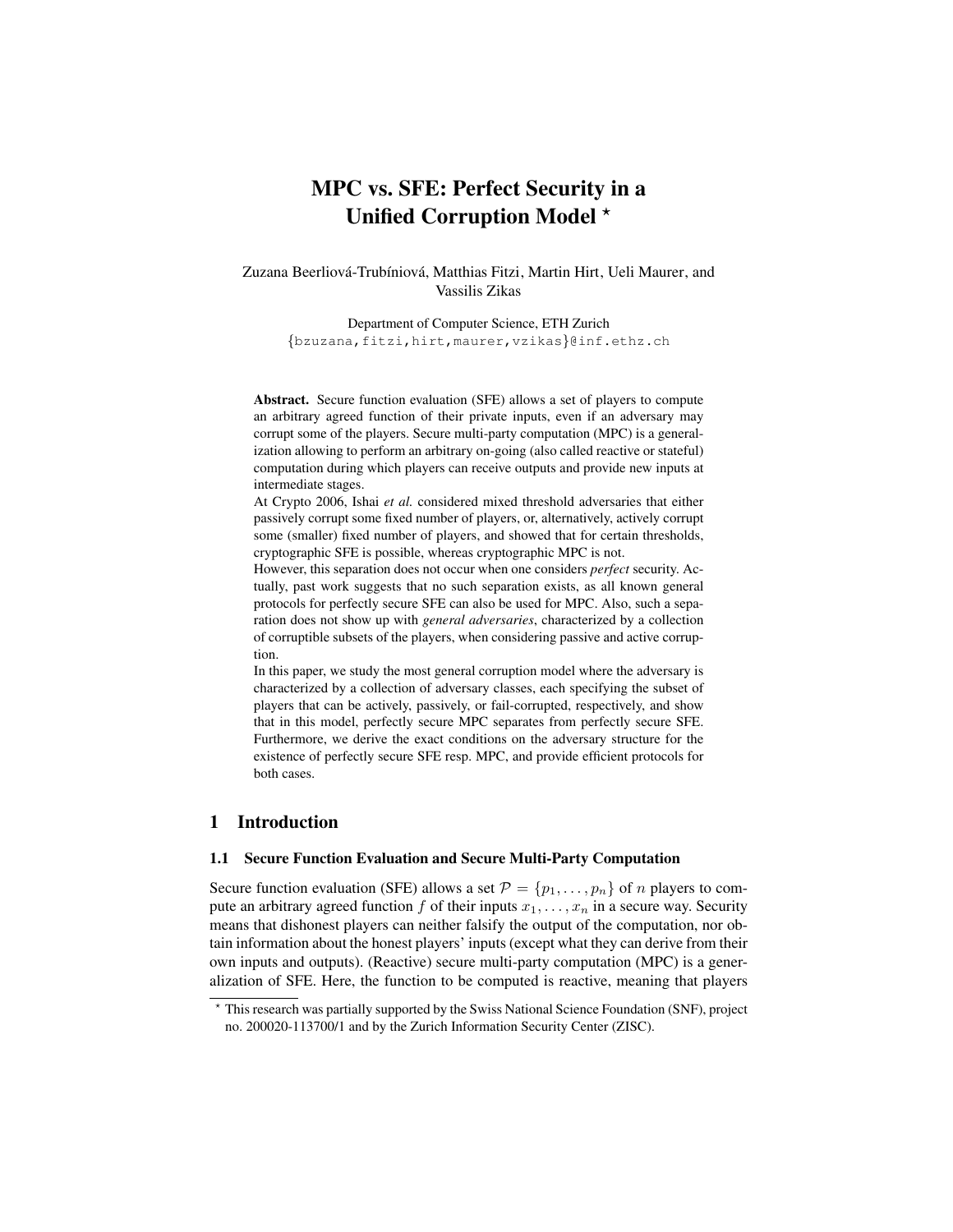# MPC vs. SFE: Perfect Security in a Unified Corruption Model *

Zuzana Beerliová-Trubíniová, Matthias Fitzi, Martin Hirt, Ueli Maurer, and Vassilis Zikas

Department of Computer Science, ETH Zurich
{bzuzana,fitzi,hirt,maurer,vzikas}@inf.ethz.ch

**Abstract.** Secure function evaluation (SFE) allows a set of players to compute an arbitrary agreed function of their private inputs, even if an adversary may corrupt some of the players. Secure multi-party computation (MPC) is a generalization allowing to perform an arbitrary on-going (also called reactive or stateful) computation during which players can receive outputs and provide new inputs at intermediate stages.

At Crypto 2006, Ishai *et al.* considered mixed threshold adversaries that either passively corrupt some fixed number of players, or, alternatively, actively corrupt some (smaller) fixed number of players, and showed that for certain thresholds, cryptographic SFE is possible, whereas cryptographic MPC is not.

However, this separation does not occur when one considers *perfect* security. Actually, past work suggests that no such separation exists, as all known general protocols for perfectly secure SFE can also be used for MPC. Also, such a separation does not show up with *general adversaries*, characterized by a collection of corruptible subsets of the players, when considering passive and active corruption.

In this paper, we study the most general corruption model where the adversary is characterized by a collection of adversary classes, each specifying the subset of players that can be actively, passively, or fail-corrupted, respectively, and show that in this model, perfectly secure MPC separates from perfectly secure SFE. Furthermore, we derive the exact conditions on the adversary structure for the existence of perfectly secure SFE resp. MPC, and provide efficient protocols for both cases.

## 1 Introduction

### 1.1 Secure Function Evaluation and Secure Multi-Party Computation

Secure function evaluation (SFE) allows a set $\mathcal{P} = \{p_1, \ldots, p_n\}$ of $n$ players to compute an arbitrary agreed function $f$ of their inputs $x_1, \ldots, x_n$ in a secure way. Security means that dishonest players can neither falsify the output of the computation, nor obtain information about the honest players' inputs (except what they can derive from their own inputs and outputs). (Reactive) secure multi-party computation (MPC) is a generalization of SFE. Here, the function to be computed is reactive, meaning that players

* This research was partially supported by the Swiss National Science Foundation (SNF), project no. 200020-113700/1 and by the Zurich Information Security Center (ZISC).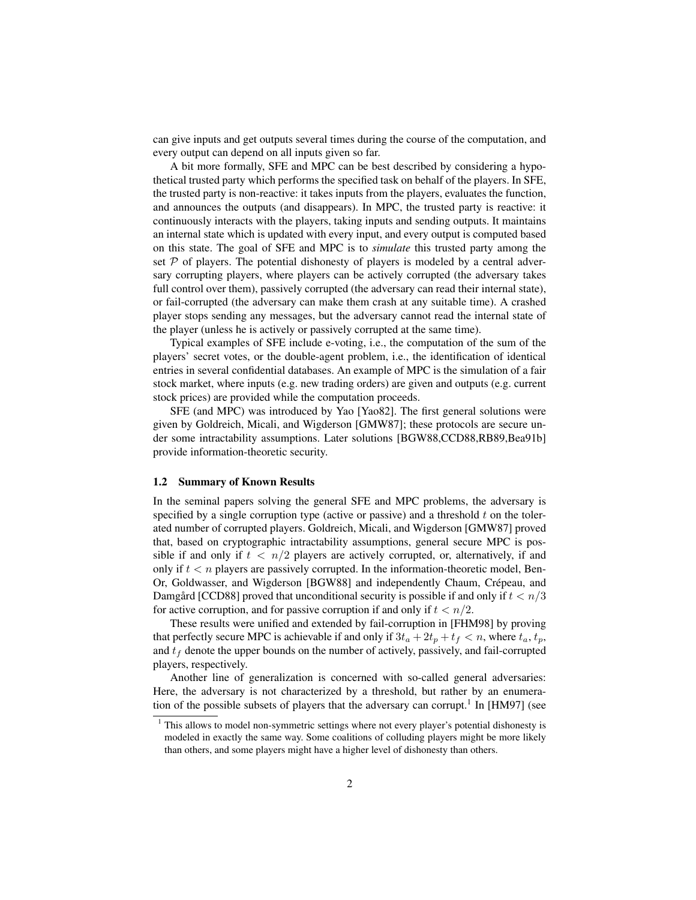can give inputs and get outputs several times during the course of the computation, and every output can depend on all inputs given so far.

A bit more formally, SFE and MPC can be best described by considering a hypothetical trusted party which performs the specified task on behalf of the players. In SFE, the trusted party is non-reactive: it takes inputs from the players, evaluates the function, and announces the outputs (and disappears). In MPC, the trusted party is reactive: it continuously interacts with the players, taking inputs and sending outputs. It maintains an internal state which is updated with every input, and every output is computed based on this state. The goal of SFE and MPC is to *simulate* this trusted party among the set $\mathcal{P}$ of players. The potential dishonesty of players is modeled by a central adversary corrupting players, where players can be actively corrupted (the adversary takes full control over them), passively corrupted (the adversary can read their internal state), or fail-corrupted (the adversary can make them crash at any suitable time). A crashed player stops sending any messages, but the adversary cannot read the internal state of the player (unless he is actively or passively corrupted at the same time).

Typical examples of SFE include e-voting, i.e., the computation of the sum of the players' secret votes, or the double-agent problem, i.e., the identification of identical entries in several confidential databases. An example of MPC is the simulation of a fair stock market, where inputs (e.g. new trading orders) are given and outputs (e.g. current stock prices) are provided while the computation proceeds.

SFE (and MPC) was introduced by Yao [Yao82]. The first general solutions were given by Goldreich, Micali, and Wigderson [GMW87]; these protocols are secure under some intractability assumptions. Later solutions [BGW88,CCD88,RB89,Bea91b] provide information-theoretic security.

### 1.2 Summary of Known Results

In the seminal papers solving the general SFE and MPC problems, the adversary is specified by a single corruption type (active or passive) and a threshold $t$ on the tolerated number of corrupted players. Goldreich, Micali, and Wigderson [GMW87] proved that, based on cryptographic intractability assumptions, general secure MPC is possible if and only if $t < n/2$ players are actively corrupted, or, alternatively, if and only if $t < n$ players are passively corrupted. In the information-theoretic model, Ben-Or, Goldwasser, and Wigderson [BGW88] and independently Chaum, Crépeau, and Damgård [CCD88] proved that unconditional security is possible if and only if $t < n/3$ for active corruption, and for passive corruption if and only if $t < n/2$.

These results were unified and extended by fail-corruption in [FHM98] by proving that perfectly secure MPC is achievable if and only if $3t_a + 2t_p + t_f < n$, where $t_a$, $t_p$, and $t_f$ denote the upper bounds on the number of actively, passively, and fail-corrupted players, respectively.

Another line of generalization is concerned with so-called general adversaries: Here, the adversary is not characterized by a threshold, but rather by an enumeration of the possible subsets of players that the adversary can corrupt.[1] In [HM97] (see

[1] This allows to model non-symmetric settings where not every player's potential dishonesty is modeled in exactly the same way. Some coalitions of colluding players might be more likely than others, and some players might have a higher level of dishonesty than others.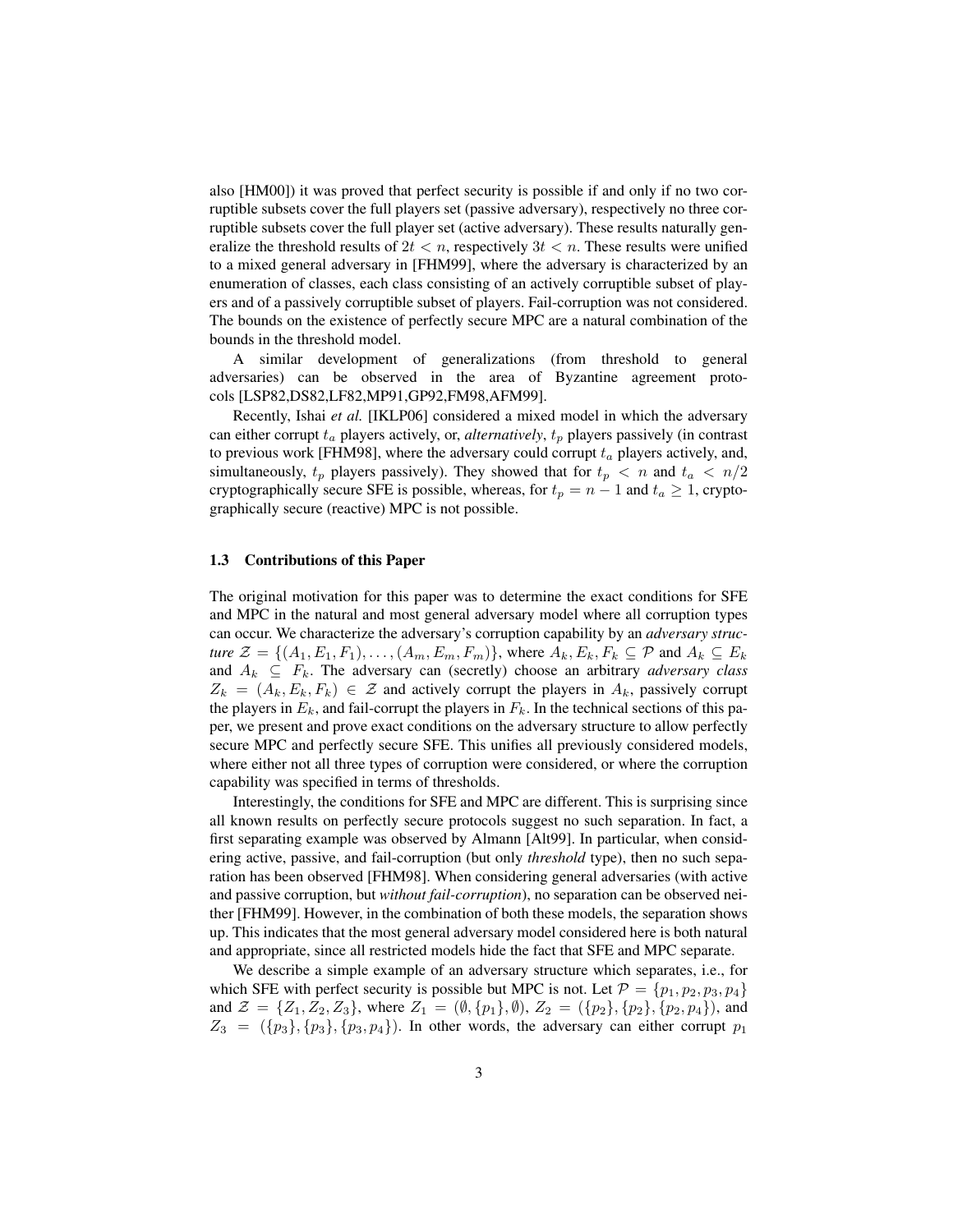also [HM00]) it was proved that perfect security is possible if and only if no two corruptible subsets cover the full players set (passive adversary), respectively no three corruptible subsets cover the full player set (active adversary). These results naturally generalize the threshold results of $2t < n$, respectively $3t < n$. These results were unified to a mixed general adversary in [FHM99], where the adversary is characterized by an enumeration of classes, each class consisting of an actively corruptible subset of players and of a passively corruptible subset of players. Fail-corruption was not considered. The bounds on the existence of perfectly secure MPC are a natural combination of the bounds in the threshold model.

A similar development of generalizations (from threshold to general adversaries) can be observed in the area of Byzantine agreement protocols [LSP82,DS82,LF82,MP91,GP92,FM98,AFM99].

Recently, Ishai *et al.* [IKLP06] considered a mixed model in which the adversary can either corrupt $t_a$ players actively, or, *alternatively*, $t_p$ players passively (in contrast to previous work [FHM98], where the adversary could corrupt $t_a$ players actively, and, simultaneously, $t_p$ players passively). They showed that for $t_p < n$ and $t_a < n/2$ cryptographically secure SFE is possible, whereas, for $t_p = n - 1$ and $t_a \geq 1$, cryptographically secure (reactive) MPC is not possible.

### 1.3 Contributions of this Paper

The original motivation for this paper was to determine the exact conditions for SFE and MPC in the natural and most general adversary model where all corruption types can occur. We characterize the adversary's corruption capability by an *adversary structure* $\mathcal{Z} = \{(A_1, E_1, F_1), \ldots, (A_m, E_m, F_m)\}$, where $A_k, E_k, F_k \subseteq \mathcal{P}$ and $A_k \subseteq E_k$ and $A_k \subseteq F_k$. The adversary can (secretly) choose an arbitrary *adversary class* $Z_k = (A_k, E_k, F_k) \in \mathcal{Z}$ and actively corrupt the players in $A_k$, passively corrupt the players in $E_k$, and fail-corrupt the players in $F_k$. In the technical sections of this paper, we present and prove exact conditions on the adversary structure to allow perfectly secure MPC and perfectly secure SFE. This unifies all previously considered models, where either not all three types of corruption were considered, or where the corruption capability was specified in terms of thresholds.

Interestingly, the conditions for SFE and MPC are different. This is surprising since all known results on perfectly secure protocols suggest no such separation. In fact, a first separating example was observed by Almann [Alt99]. In particular, when considering active, passive, and fail-corruption (but only *threshold* type), then no such separation has been observed [FHM98]. When considering general adversaries (with active and passive corruption, but *without fail-corruption*), no separation can be observed neither [FHM99]. However, in the combination of both these models, the separation shows up. This indicates that the most general adversary model considered here is both natural and appropriate, since all restricted models hide the fact that SFE and MPC separate.

We describe a simple example of an adversary structure which separates, i.e., for which SFE with perfect security is possible but MPC is not. Let $\mathcal{P} = \{p_1, p_2, p_3, p_4\}$ and $\mathcal{Z} = \{Z_1, Z_2, Z_3\}$, where $Z_1 = (\emptyset, \{p_1\}, \emptyset)$, $Z_2 = (\{p_2\}, \{p_2\}, \{p_2, p_4\})$, and $Z_3 = (\{p_3\}, \{p_3\}, \{p_3, p_4\})$. In other words, the adversary can either corrupt $p_1$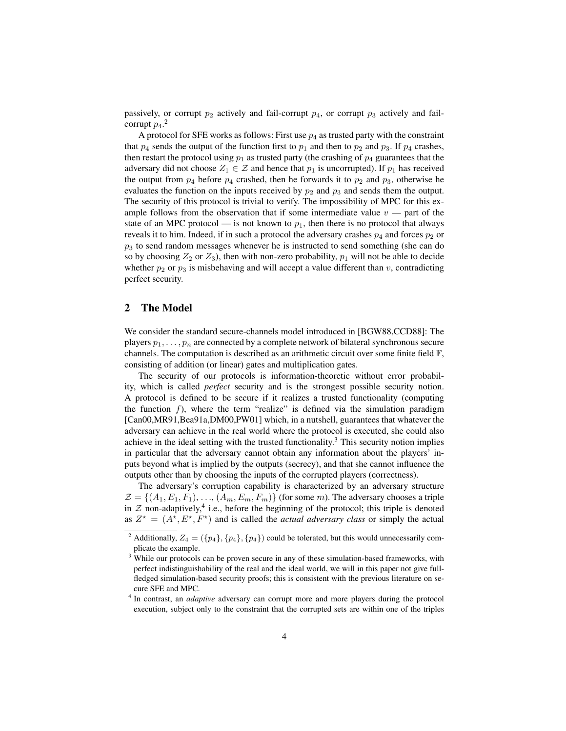passively, or corrupt $p_2$ actively and fail-corrupt $p_4$, or corrupt $p_3$ actively and fail-corrupt $p_4$.[2]

A protocol for SFE works as follows: First use $p_4$ as trusted party with the constraint that $p_4$ sends the output of the function first to $p_1$ and then to $p_2$ and $p_3$. If $p_4$ crashes, then restart the protocol using $p_1$ as trusted party (the crashing of $p_4$ guarantees that the adversary did not choose $Z_1 \in \mathcal{Z}$ and hence that $p_1$ is uncorrupted). If $p_1$ has received the output from $p_4$ before $p_4$ crashed, then he forwards it to $p_2$ and $p_3$, otherwise he evaluates the function on the inputs received by $p_2$ and $p_3$ and sends them the output. The security of this protocol is trivial to verify. The impossibility of MPC for this example follows from the observation that if some intermediate value $v$ — part of the state of an MPC protocol — is not known to $p_1$, then there is no protocol that always reveals it to him. Indeed, if in such a protocol the adversary crashes $p_4$ and forces $p_2$ or $p_3$ to send random messages whenever he is instructed to send something (she can do so by choosing $Z_2$ or $Z_3$), then with non-zero probability, $p_1$ will not be able to decide whether $p_2$ or $p_3$ is misbehaving and will accept a value different than $v$, contradicting perfect security.

## 2 The Model

We consider the standard secure-channels model introduced in [BGW88,CCD88]: The players $p_1, \ldots, p_n$ are connected by a complete network of bilateral synchronous secure channels. The computation is described as an arithmetic circuit over some finite field $\mathbb{F}$, consisting of addition (or linear) gates and multiplication gates.

The security of our protocols is information-theoretic without error probability, which is called *perfect* security and is the strongest possible security notion. A protocol is defined to be secure if it realizes a trusted functionality (computing the function $f$), where the term "realize" is defined via the simulation paradigm [Can00,MR91,Bea91a,DM00,PW01] which, in a nutshell, guarantees that whatever the adversary can achieve in the real world where the protocol is executed, she could also achieve in the ideal setting with the trusted functionality.[3] This security notion implies in particular that the adversary cannot obtain any information about the players' inputs beyond what is implied by the outputs (secrecy), and that she cannot influence the outputs other than by choosing the inputs of the corrupted players (correctness).

The adversary's corruption capability is characterized by an adversary structure $\mathcal{Z} = \{(A_1, E_1, F_1), \ldots, (A_m, E_m, F_m)\}$ (for some $m$). The adversary chooses a triple in $\mathcal{Z}$ non-adaptively,[4] i.e., before the beginning of the protocol; this triple is denoted as $Z^\star = (A^\star, E^\star, F^\star)$ and is called the *actual adversary class* or simply the actual

[2] Additionally, $Z_4 = (\{p_4\}, \{p_4\}, \{p_4\})$ could be tolerated, but this would unnecessarily complicate the example.

[3] While our protocols can be proven secure in any of these simulation-based frameworks, with perfect indistinguishability of the real and the ideal world, we will in this paper not give full-fledged simulation-based security proofs; this is consistent with the previous literature on secure SFE and MPC.

[4] In contrast, an *adaptive* adversary can corrupt more and more players during the protocol execution, subject only to the constraint that the corrupted sets are within one of the triples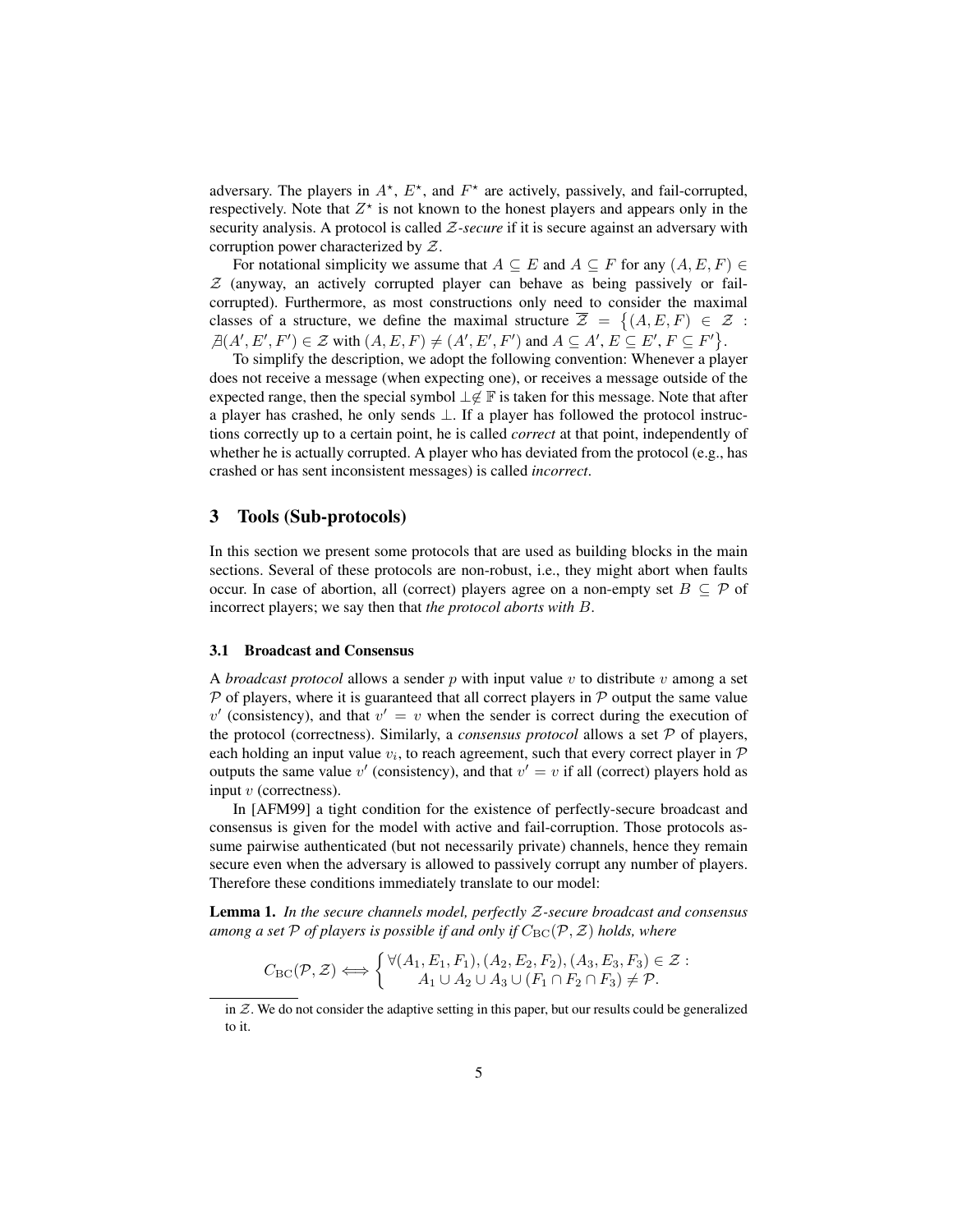adversary. The players in $A^\star$, $E^\star$, and $F^\star$ are actively, passively, and fail-corrupted, respectively. Note that $Z^\star$ is not known to the honest players and appears only in the security analysis. A protocol is called *$\mathcal{Z}$-secure* if it is secure against an adversary with corruption power characterized by $\mathcal{Z}$.

For notational simplicity we assume that $A \subseteq E$ and $A \subseteq F$ for any $(A, E, F) \in \mathcal{Z}$ (anyway, an actively corrupted player can behave as being passively or fail-corrupted). Furthermore, as most constructions only need to consider the maximal classes of a structure, we define the maximal structure $\overline{\mathcal{Z}} = \{(A, E, F) \in \mathcal{Z} : \nexists (A', E', F') \in \mathcal{Z} \text{ with } (A, E, F) \neq (A', E', F') \text{ and } A \subseteq A', E \subseteq E', F \subseteq F'\}$.

To simplify the description, we adopt the following convention: Whenever a player does not receive a message (when expecting one), or receives a message outside of the expected range, then the special symbol $\perp \notin \mathbb{F}$ is taken for this message. Note that after a player has crashed, he only sends $\perp$. If a player has followed the protocol instructions correctly up to a certain point, he is called *correct* at that point, independently of whether he is actually corrupted. A player who has deviated from the protocol (e.g., has crashed or has sent inconsistent messages) is called *incorrect*.

## 3 Tools (Sub-protocols)

In this section we present some protocols that are used as building blocks in the main sections. Several of these protocols are non-robust, i.e., they might abort when faults occur. In case of abortion, all (correct) players agree on a non-empty set $B \subseteq \mathcal{P}$ of incorrect players; we say then that *the protocol aborts with* $B$.

### 3.1 Broadcast and Consensus

A *broadcast protocol* allows a sender $p$ with input value $v$ to distribute $v$ among a set $\mathcal{P}$ of players, where it is guaranteed that all correct players in $\mathcal{P}$ output the same value $v'$ (consistency), and that $v' = v$ when the sender is correct during the execution of the protocol (correctness). Similarly, a *consensus protocol* allows a set $\mathcal{P}$ of players, each holding an input value $v_i$, to reach agreement, such that every correct player in $\mathcal{P}$ outputs the same value $v'$ (consistency), and that $v' = v$ if all (correct) players hold as input $v$ (correctness).

In [AFM99] a tight condition for the existence of perfectly-secure broadcast and consensus is given for the model with active and fail-corruption. Those protocols assume pairwise authenticated (but not necessarily private) channels, hence they remain secure even when the adversary is allowed to passively corrupt any number of players. Therefore these conditions immediately translate to our model:

**Lemma 1.** *In the secure channels model, perfectly $\mathcal{Z}$-secure broadcast and consensus among a set $\mathcal{P}$ of players is possible if and only if $C_{\mathrm{BC}}(\mathcal{P}, \mathcal{Z})$ holds, where*

$$C_{\mathrm{BC}}(\mathcal{P}, \mathcal{Z}) \Longleftrightarrow \begin{cases} \forall (A_1, E_1, F_1), (A_2, E_2, F_2), (A_3, E_3, F_3) \in \mathcal{Z} : \\ \quad A_1 \cup A_2 \cup A_3 \cup (F_1 \cap F_2 \cap F_3) \neq \mathcal{P}. \end{cases}$$

---

in $\mathcal{Z}$. We do not consider the adaptive setting in this paper, but our results could be generalized to it.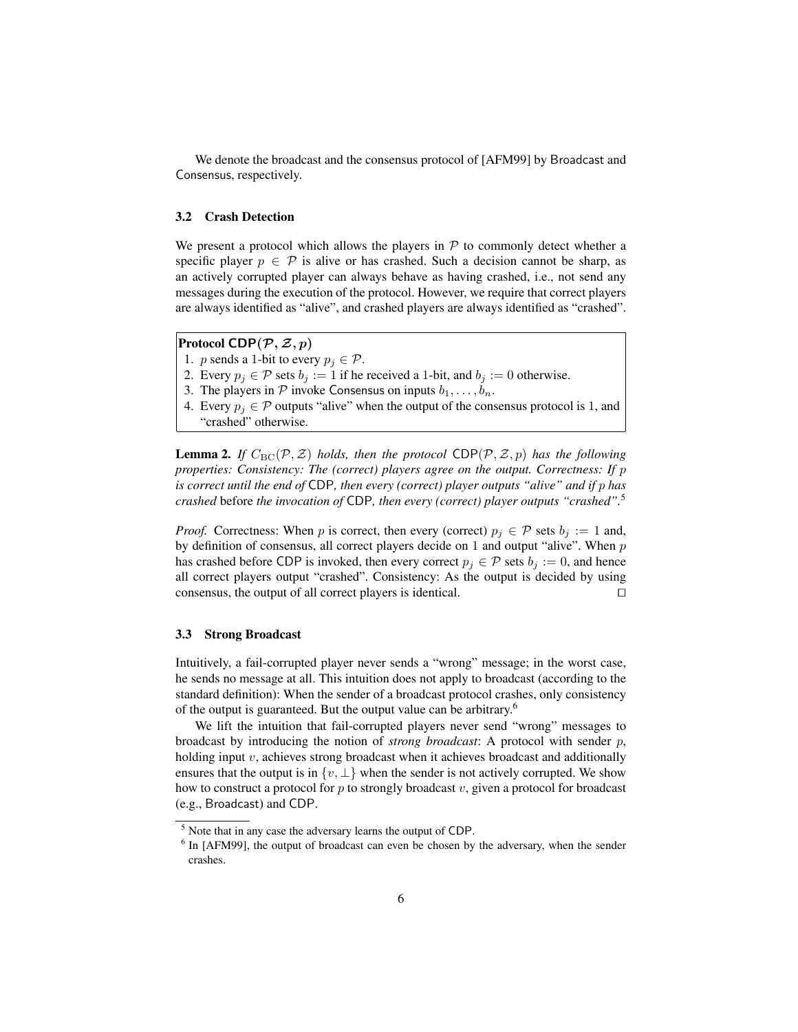We denote the broadcast and the consensus protocol of [AFM99] by Broadcast and Consensus, respectively.

### 3.2 Crash Detection

We present a protocol which allows the players in $\mathcal{P}$ to commonly detect whether a specific player $p \in \mathcal{P}$ is alive or has crashed. Such a decision cannot be sharp, as an actively corrupted player can always behave as having crashed, i.e., not send any messages during the execution of the protocol. However, we require that correct players are always identified as "alive", and crashed players are always identified as "crashed".

**Protocol CDP($\mathcal{P}, \mathcal{Z}, p$)**

1. $p$ sends a 1-bit to every $p_j \in \mathcal{P}$.
2. Every $p_j \in \mathcal{P}$ sets $b_j := 1$ if he received a 1-bit, and $b_j := 0$ otherwise.
3. The players in $\mathcal{P}$ invoke Consensus on inputs $b_1, \ldots, b_n$.
4. Every $p_j \in \mathcal{P}$ outputs "alive" when the output of the consensus protocol is 1, and "crashed" otherwise.

**Lemma 2.** *If $C_{\mathrm{BC}}(\mathcal{P}, \mathcal{Z})$ holds, then the protocol* CDP$(\mathcal{P}, \mathcal{Z}, p)$ *has the following properties: Consistency: The (correct) players agree on the output. Correctness: If $p$ is correct until the end of* CDP*, then every (correct) player outputs "alive" and if $p$ has crashed* before *the invocation of* CDP*, then every (correct) player outputs "crashed".*[5]

*Proof.* Correctness: When $p$ is correct, then every (correct) $p_j \in \mathcal{P}$ sets $b_j := 1$ and, by definition of consensus, all correct players decide on 1 and output "alive". When $p$ has crashed before CDP is invoked, then every correct $p_j \in \mathcal{P}$ sets $b_j := 0$, and hence all correct players output "crashed". Consistency: As the output is decided by using consensus, the output of all correct players is identical. □

### 3.3 Strong Broadcast

Intuitively, a fail-corrupted player never sends a "wrong" message; in the worst case, he sends no message at all. This intuition does not apply to broadcast (according to the standard definition): When the sender of a broadcast protocol crashes, only consistency of the output is guaranteed. But the output value can be arbitrary.[6]

We lift the intuition that fail-corrupted players never send "wrong" messages to broadcast by introducing the notion of *strong broadcast*: A protocol with sender $p$, holding input $v$, achieves strong broadcast when it achieves broadcast and additionally ensures that the output is in $\{v, \perp\}$ when the sender is not actively corrupted. We show how to construct a protocol for $p$ to strongly broadcast $v$, given a protocol for broadcast (e.g., Broadcast) and CDP.

[5] Note that in any case the adversary learns the output of CDP.

[6] In [AFM99], the output of broadcast can even be chosen by the adversary, when the sender crashes.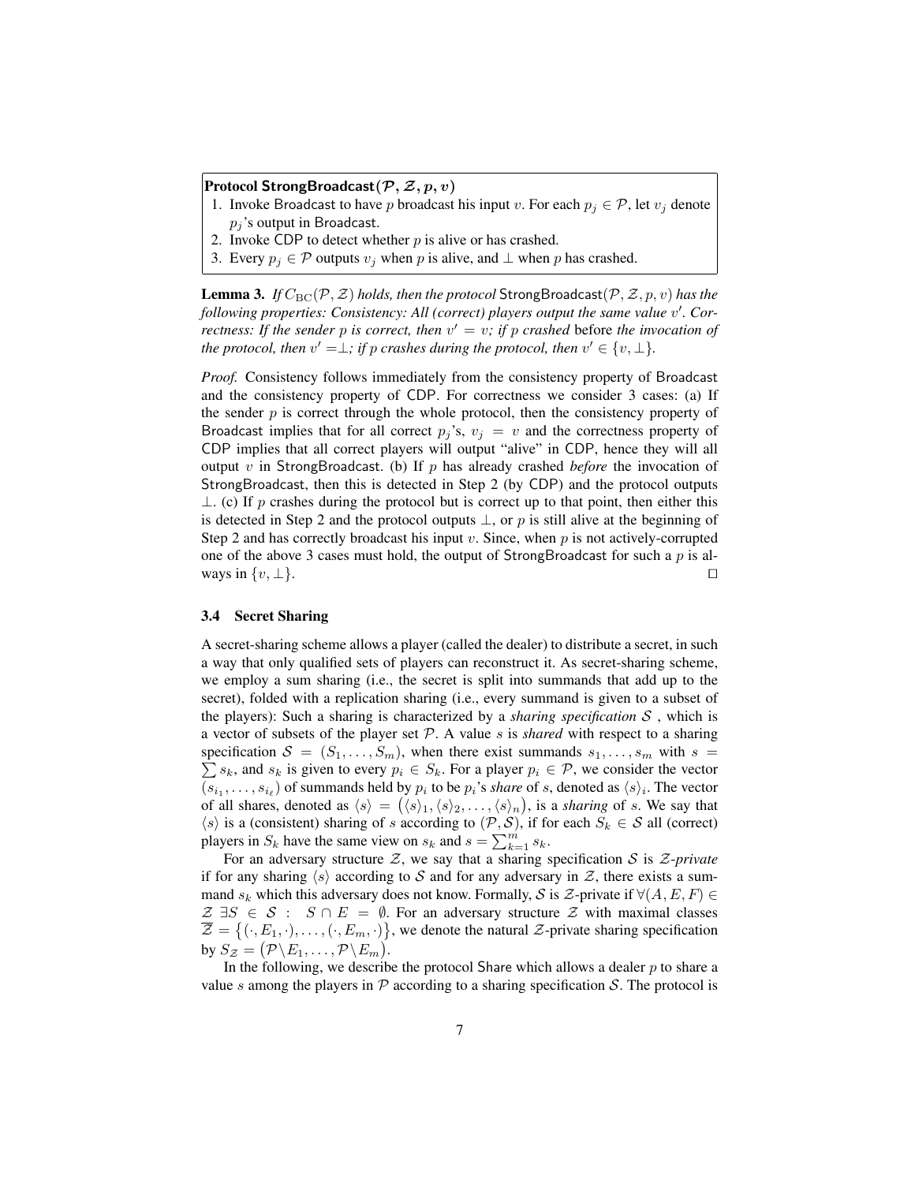**Protocol StrongBroadcast$(\mathcal{P}, \mathcal{Z}, p, v)$**

1. Invoke Broadcast to have $p$ broadcast his input $v$. For each $p_j \in \mathcal{P}$, let $v_j$ denote $p_j$'s output in Broadcast.
2. Invoke CDP to detect whether $p$ is alive or has crashed.
3. Every $p_j \in \mathcal{P}$ outputs $v_j$ when $p$ is alive, and $\perp$ when $p$ has crashed.

**Lemma 3.** *If $C_{\mathrm{BC}}(\mathcal{P}, \mathcal{Z})$ holds, then the protocol* StrongBroadcast$(\mathcal{P}, \mathcal{Z}, p, v)$ *has the following properties: Consistency: All (correct) players output the same value $v'$. Correctness: If the sender $p$ is correct, then $v' = v$; if $p$ crashed* before *the invocation of the protocol, then $v' = \perp$; if $p$ crashes during the protocol, then $v' \in \{v, \perp\}$.*

*Proof.* Consistency follows immediately from the consistency property of Broadcast and the consistency property of CDP. For correctness we consider 3 cases: (a) If the sender $p$ is correct through the whole protocol, then the consistency property of Broadcast implies that for all correct $p_j$'s, $v_j = v$ and the correctness property of CDP implies that all correct players will output "alive" in CDP, hence they will all output $v$ in StrongBroadcast. (b) If $p$ has already crashed *before* the invocation of StrongBroadcast, then this is detected in Step 2 (by CDP) and the protocol outputs $\perp$. (c) If $p$ crashes during the protocol but is correct up to that point, then either this is detected in Step 2 and the protocol outputs $\perp$, or $p$ is still alive at the beginning of Step 2 and has correctly broadcast his input $v$. Since, when $p$ is not actively-corrupted one of the above 3 cases must hold, the output of StrongBroadcast for such a $p$ is always in $\{v, \perp\}$. $\square$

### 3.4 Secret Sharing

A secret-sharing scheme allows a player (called the dealer) to distribute a secret, in such a way that only qualified sets of players can reconstruct it. As secret-sharing scheme, we employ a sum sharing (i.e., the secret is split into summands that add up to the secret), folded with a replication sharing (i.e., every summand is given to a subset of the players): Such a sharing is characterized by a *sharing specification* $\mathcal{S}$ , which is a vector of subsets of the player set $\mathcal{P}$. A value $s$ is *shared* with respect to a sharing specification $\mathcal{S} = (S_1, \ldots, S_m)$, when there exist summands $s_1, \ldots, s_m$ with $s = \sum s_k$, and $s_k$ is given to every $p_i \in S_k$. For a player $p_i \in \mathcal{P}$, we consider the vector $(s_{i_1}, \ldots, s_{i_\ell})$ of summands held by $p_i$ to be $p_i$'s *share* of $s$, denoted as $\langle s \rangle_i$. The vector of all shares, denoted as $\langle s \rangle = \big(\langle s \rangle_1, \langle s \rangle_2, \ldots, \langle s \rangle_n\big)$, is a *sharing* of $s$. We say that $\langle s \rangle$ is a (consistent) sharing of $s$ according to $(\mathcal{P}, \mathcal{S})$, if for each $S_k \in \mathcal{S}$ all (correct) players in $S_k$ have the same view on $s_k$ and $s = \sum_{k=1}^{m} s_k$.

For an adversary structure $\mathcal{Z}$, we say that a sharing specification $\mathcal{S}$ is $\mathcal{Z}$-*private* if for any sharing $\langle s \rangle$ according to $\mathcal{S}$ and for any adversary in $\mathcal{Z}$, there exists a summand $s_k$ which this adversary does not know. Formally, $\mathcal{S}$ is $\mathcal{Z}$-private if $\forall (A, E, F) \in \mathcal{Z}\ \exists S \in \mathcal{S} : \ S \cap E = \emptyset$. For an adversary structure $\mathcal{Z}$ with maximal classes $\overline{\mathcal{Z}} = \big\{(\cdot, E_1, \cdot), \ldots, (\cdot, E_m, \cdot)\big\}$, we denote the natural $\mathcal{Z}$-private sharing specification by $S_{\mathcal{Z}} = \big(\mathcal{P} \setminus E_1, \ldots, \mathcal{P} \setminus E_m\big)$.

In the following, we describe the protocol Share which allows a dealer $p$ to share a value $s$ among the players in $\mathcal{P}$ according to a sharing specification $\mathcal{S}$. The protocol is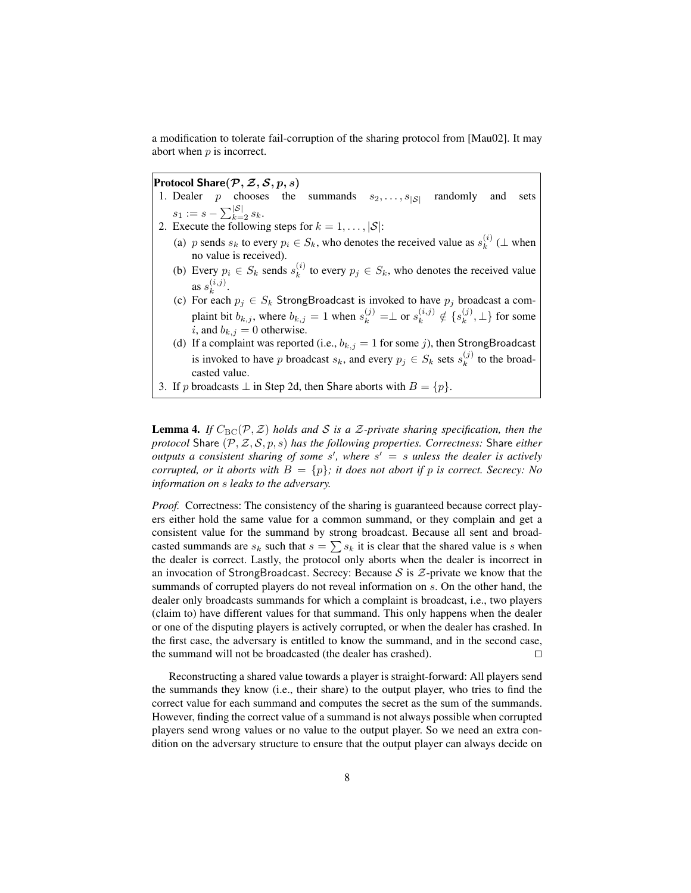a modification to tolerate fail-corruption of the sharing protocol from [Mau02]. It may abort when $p$ is incorrect.

**Protocol Share$(\mathcal{P}, \mathcal{Z}, \mathcal{S}, p, s)$**

1. Dealer $p$ chooses the summands $s_2, \ldots, s_{|\mathcal{S}|}$ randomly and sets $s_1 := s - \sum_{k=2}^{|\mathcal{S}|} s_k$.
2. Execute the following steps for $k = 1, \ldots, |\mathcal{S}|$:
   (a) $p$ sends $s_k$ to every $p_i \in S_k$, who denotes the received value as $s_k^{(i)}$ ($\perp$ when no value is received).
   (b) Every $p_i \in S_k$ sends $s_k^{(i)}$ to every $p_j \in S_k$, who denotes the received value as $s_k^{(i,j)}$.
   (c) For each $p_j \in S_k$ StrongBroadcast is invoked to have $p_j$ broadcast a complaint bit $b_{k,j}$, where $b_{k,j} = 1$ when $s_k^{(j)} = \perp$ or $s_k^{(i,j)} \notin \{s_k^{(j)}, \perp\}$ for some $i$, and $b_{k,j} = 0$ otherwise.
   (d) If a complaint was reported (i.e., $b_{k,j} = 1$ for some $j$), then StrongBroadcast is invoked to have $p$ broadcast $s_k$, and every $p_j \in S_k$ sets $s_k^{(j)}$ to the broadcasted value.
3. If $p$ broadcasts $\perp$ in Step 2d, then Share aborts with $B = \{p\}$.

**Lemma 4.** *If $C_{\mathrm{BC}}(\mathcal{P}, \mathcal{Z})$ holds and $\mathcal{S}$ is a $\mathcal{Z}$-private sharing specification, then the protocol* Share $(\mathcal{P}, \mathcal{Z}, \mathcal{S}, p, s)$ *has the following properties. Correctness:* Share *either outputs a consistent sharing of some $s'$, where $s' = s$ unless the dealer is actively corrupted, or it aborts with $B = \{p\}$; it does not abort if $p$ is correct. Secrecy: No information on $s$ leaks to the adversary.*

*Proof.* Correctness: The consistency of the sharing is guaranteed because correct players either hold the same value for a common summand, or they complain and get a consistent value for the summand by strong broadcast. Because all sent and broadcasted summands are $s_k$ such that $s = \sum s_k$ it is clear that the shared value is $s$ when the dealer is correct. Lastly, the protocol only aborts when the dealer is incorrect in an invocation of StrongBroadcast. Secrecy: Because $\mathcal{S}$ is $\mathcal{Z}$-private we know that the summands of corrupted players do not reveal information on $s$. On the other hand, the dealer only broadcasts summands for which a complaint is broadcast, i.e., two players (claim to) have different values for that summand. This only happens when the dealer or one of the disputing players is actively corrupted, or when the dealer has crashed. In the first case, the adversary is entitled to know the summand, and in the second case, the summand will not be broadcasted (the dealer has crashed). ◻

Reconstructing a shared value towards a player is straight-forward: All players send the summands they know (i.e., their share) to the output player, who tries to find the correct value for each summand and computes the secret as the sum of the summands. However, finding the correct value of a summand is not always possible when corrupted players send wrong values or no value to the output player. So we need an extra condition on the adversary structure to ensure that the output player can always decide on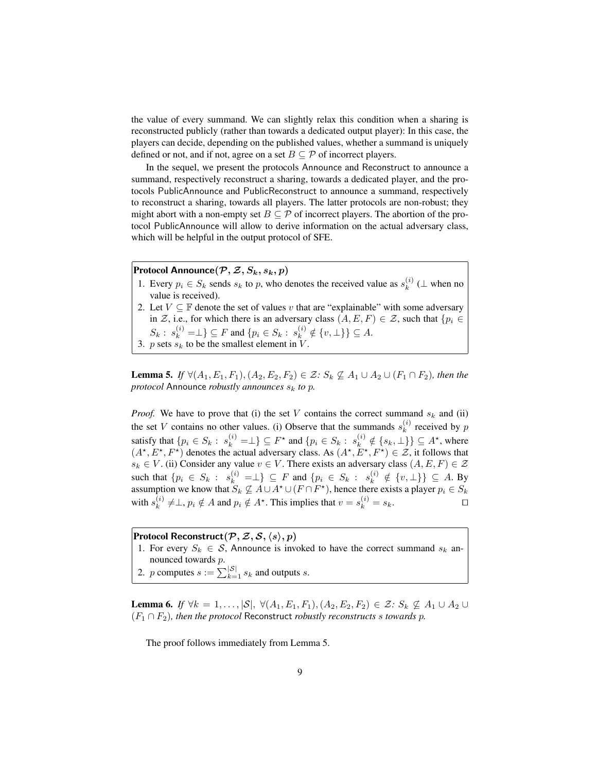the value of every summand. We can slightly relax this condition when a sharing is reconstructed publicly (rather than towards a dedicated output player): In this case, the players can decide, depending on the published values, whether a summand is uniquely defined or not, and if not, agree on a set $B \subseteq \mathcal{P}$ of incorrect players.

In the sequel, we present the protocols Announce and Reconstruct to announce a summand, respectively reconstruct a sharing, towards a dedicated player, and the protocols PublicAnnounce and PublicReconstruct to announce a summand, respectively to reconstruct a sharing, towards all players. The latter protocols are non-robust; they might abort with a non-empty set $B \subseteq \mathcal{P}$ of incorrect players. The abortion of the protocol PublicAnnounce will allow to derive information on the actual adversary class, which will be helpful in the output protocol of SFE.

**Protocol Announce$(\mathcal{P}, \mathcal{Z}, S_k, s_k, p)$**

1. Every $p_i \in S_k$ sends $s_k$ to $p$, who denotes the received value as $s_k^{(i)}$ ($\perp$ when no value is received).
2. Let $V \subseteq \mathbb{F}$ denote the set of values $v$ that are "explainable" with some adversary in $\mathcal{Z}$, i.e., for which there is an adversary class $(A, E, F) \in \mathcal{Z}$, such that $\{p_i \in S_k : s_k^{(i)} = \perp\} \subseteq F$ and $\{p_i \in S_k : s_k^{(i)} \notin \{v, \perp\}\} \subseteq A$.
3. $p$ sets $s_k$ to be the smallest element in $V$.

**Lemma 5.** *If $\forall (A_1, E_1, F_1), (A_2, E_2, F_2) \in \mathcal{Z}$: $S_k \not\subseteq A_1 \cup A_2 \cup (F_1 \cap F_2)$, then the protocol* Announce *robustly announces $s_k$ to $p$.*

*Proof.* We have to prove that (i) the set $V$ contains the correct summand $s_k$ and (ii) the set $V$ contains no other values. (i) Observe that the summands $s_k^{(i)}$ received by $p$ satisfy that $\{p_i \in S_k : s_k^{(i)} = \perp\} \subseteq F^\star$ and $\{p_i \in S_k : s_k^{(i)} \notin \{s_k, \perp\}\} \subseteq A^\star$, where $(A^\star, E^\star, F^\star)$ denotes the actual adversary class. As $(A^\star, E^\star, F^\star) \in \mathcal{Z}$, it follows that $s_k \in V$. (ii) Consider any value $v \in V$. There exists an adversary class $(A, E, F) \in \mathcal{Z}$ such that $\{p_i \in S_k : s_k^{(i)} = \perp\} \subseteq F$ and $\{p_i \in S_k : s_k^{(i)} \notin \{v, \perp\}\} \subseteq A$. By assumption we know that $S_k \not\subseteq A \cup A^\star \cup (F \cap F^\star)$, hence there exists a player $p_i \in S_k$ with $s_k^{(i)} \neq \perp$, $p_i \notin A$ and $p_i \notin A^\star$. This implies that $v = s_k^{(i)} = s_k$. $\square$

**Protocol Reconstruct$(\mathcal{P}, \mathcal{Z}, \mathcal{S}, \langle s \rangle, p)$**

1. For every $S_k \in \mathcal{S}$, Announce is invoked to have the correct summand $s_k$ announced towards $p$.
2. $p$ computes $s := \sum_{k=1}^{|\mathcal{S}|} s_k$ and outputs $s$.

**Lemma 6.** *If $\forall k = 1, \ldots, |\mathcal{S}|$, $\forall (A_1, E_1, F_1), (A_2, E_2, F_2) \in \mathcal{Z}$: $S_k \not\subseteq A_1 \cup A_2 \cup (F_1 \cap F_2)$, then the protocol* Reconstruct *robustly reconstructs $s$ towards $p$.*

The proof follows immediately from Lemma 5.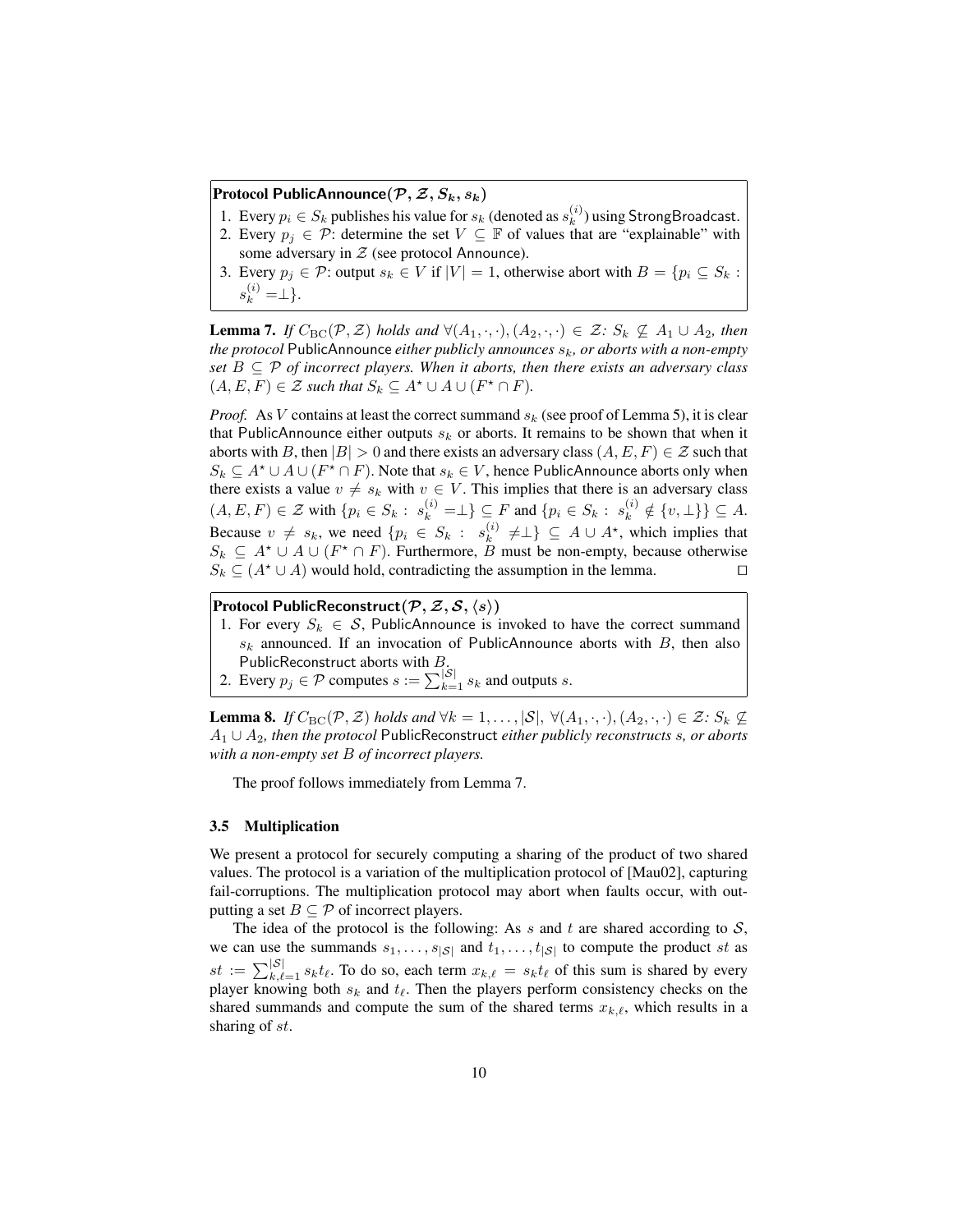**Protocol PublicAnnounce($\mathcal{P}, \mathcal{Z}, S_k, s_k$)**

1. Every $p_i \in S_k$ publishes his value for $s_k$ (denoted as $s_k^{(i)}$) using StrongBroadcast.
2. Every $p_j \in \mathcal{P}$: determine the set $V \subseteq \mathbb{F}$ of values that are "explainable" with some adversary in $\mathcal{Z}$ (see protocol Announce).
3. Every $p_j \in \mathcal{P}$: output $s_k \in V$ if $|V| = 1$, otherwise abort with $B = \{p_i \subseteq S_k : s_k^{(i)} = \perp\}$.

**Lemma 7.** *If $C_{\mathrm{BC}}(\mathcal{P}, \mathcal{Z})$ holds and $\forall (A_1, \cdot, \cdot), (A_2, \cdot, \cdot) \in \mathcal{Z}$: $S_k \not\subseteq A_1 \cup A_2$, then the protocol* PublicAnnounce *either publicly announces $s_k$, or aborts with a non-empty set $B \subseteq \mathcal{P}$ of incorrect players. When it aborts, then there exists an adversary class $(A, E, F) \in \mathcal{Z}$ such that $S_k \subseteq A^\star \cup A \cup (F^\star \cap F)$.*

*Proof.* As $V$ contains at least the correct summand $s_k$ (see proof of Lemma 5), it is clear that PublicAnnounce either outputs $s_k$ or aborts. It remains to be shown that when it aborts with $B$, then $|B| > 0$ and there exists an adversary class $(A, E, F) \in \mathcal{Z}$ such that $S_k \subseteq A^\star \cup A \cup (F^\star \cap F)$. Note that $s_k \in V$, hence PublicAnnounce aborts only when there exists a value $v \neq s_k$ with $v \in V$. This implies that there is an adversary class $(A, E, F) \in \mathcal{Z}$ with $\{p_i \in S_k : s_k^{(i)} = \perp\} \subseteq F$ and $\{p_i \in S_k : s_k^{(i)} \notin \{v, \perp\}\} \subseteq A$. Because $v \neq s_k$, we need $\{p_i \in S_k : s_k^{(i)} \neq \perp\} \subseteq A \cup A^\star$, which implies that $S_k \subseteq A^\star \cup A \cup (F^\star \cap F)$. Furthermore, $B$ must be non-empty, because otherwise $S_k \subseteq (A^\star \cup A)$ would hold, contradicting the assumption in the lemma. $\square$

**Protocol PublicReconstruct($\mathcal{P}, \mathcal{Z}, \mathcal{S}, \langle s \rangle$)**

1. For every $S_k \in \mathcal{S}$, PublicAnnounce is invoked to have the correct summand $s_k$ announced. If an invocation of PublicAnnounce aborts with $B$, then also PublicReconstruct aborts with $B$.
2. Every $p_j \in \mathcal{P}$ computes $s := \sum_{k=1}^{|\mathcal{S}|} s_k$ and outputs $s$.

**Lemma 8.** *If $C_{\mathrm{BC}}(\mathcal{P}, \mathcal{Z})$ holds and $\forall k = 1, \ldots, |\mathcal{S}|$, $\forall (A_1, \cdot, \cdot), (A_2, \cdot, \cdot) \in \mathcal{Z}$: $S_k \not\subseteq A_1 \cup A_2$, then the protocol* PublicReconstruct *either publicly reconstructs $s$, or aborts with a non-empty set $B$ of incorrect players.*

The proof follows immediately from Lemma 7.

### 3.5 Multiplication

We present a protocol for securely computing a sharing of the product of two shared values. The protocol is a variation of the multiplication protocol of [Mau02], capturing fail-corruptions. The multiplication protocol may abort when faults occur, with outputting a set $B \subseteq \mathcal{P}$ of incorrect players.

The idea of the protocol is the following: As $s$ and $t$ are shared according to $\mathcal{S}$, we can use the summands $s_1, \ldots, s_{|\mathcal{S}|}$ and $t_1, \ldots, t_{|\mathcal{S}|}$ to compute the product $st$ as $st := \sum_{k,\ell=1}^{|\mathcal{S}|} s_k t_\ell$. To do so, each term $x_{k,\ell} = s_k t_\ell$ of this sum is shared by every player knowing both $s_k$ and $t_\ell$. Then the players perform consistency checks on the shared summands and compute the sum of the shared terms $x_{k,\ell}$, which results in a sharing of $st$.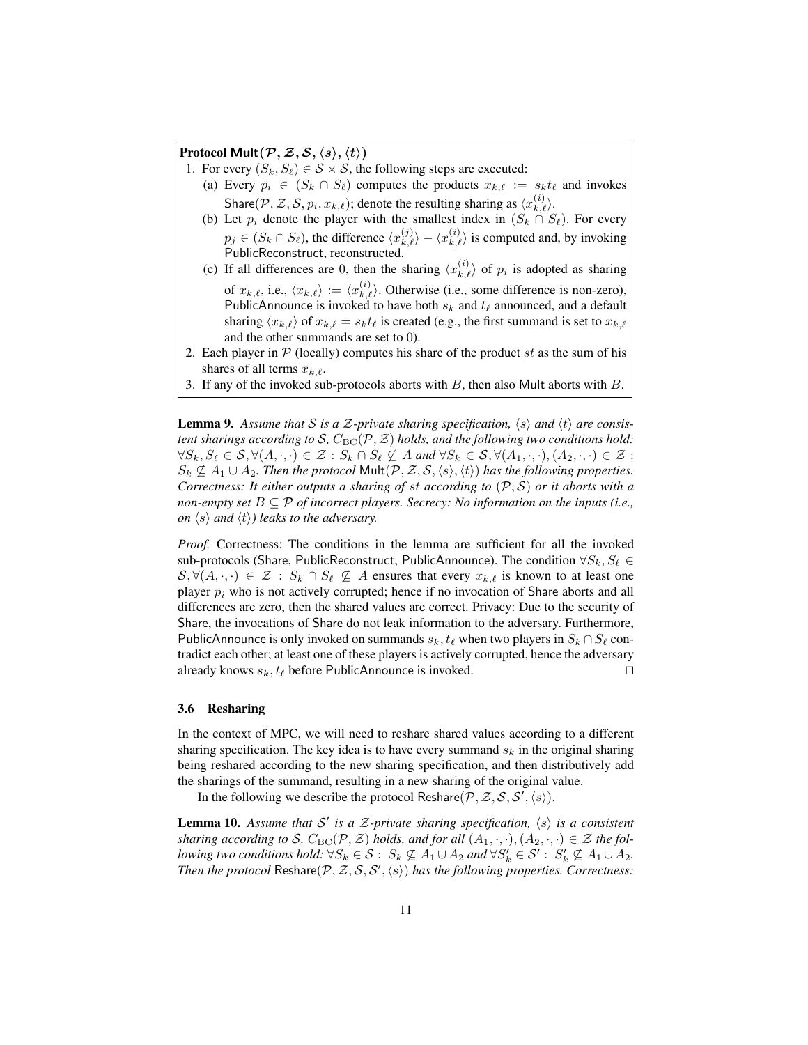**Protocol Mult$(\mathcal{P}, \mathcal{Z}, \mathcal{S}, \langle s \rangle, \langle t \rangle)$**

1. For every $(S_k, S_\ell) \in \mathcal{S} \times \mathcal{S}$, the following steps are executed:
   (a) Every $p_i \in (S_k \cap S_\ell)$ computes the products $x_{k,\ell} := s_k t_\ell$ and invokes Share$(\mathcal{P}, \mathcal{Z}, \mathcal{S}, p_i, x_{k,\ell})$; denote the resulting sharing as $\langle x_{k,\ell}^{(i)} \rangle$.
   (b) Let $p_i$ denote the player with the smallest index in $(S_k \cap S_\ell)$. For every $p_j \in (S_k \cap S_\ell)$, the difference $\langle x_{k,\ell}^{(j)} \rangle - \langle x_{k,\ell}^{(i)} \rangle$ is computed and, by invoking PublicReconstruct, reconstructed.
   (c) If all differences are 0, then the sharing $\langle x_{k,\ell}^{(i)} \rangle$ of $p_i$ is adopted as sharing of $x_{k,\ell}$, i.e., $\langle x_{k,\ell} \rangle := \langle x_{k,\ell}^{(i)} \rangle$. Otherwise (i.e., some difference is non-zero), PublicAnnounce is invoked to have both $s_k$ and $t_\ell$ announced, and a default sharing $\langle x_{k,\ell} \rangle$ of $x_{k,\ell} = s_k t_\ell$ is created (e.g., the first summand is set to $x_{k,\ell}$ and the other summands are set to 0).
2. Each player in $\mathcal{P}$ (locally) computes his share of the product $st$ as the sum of his shares of all terms $x_{k,\ell}$.
3. If any of the invoked sub-protocols aborts with $B$, then also Mult aborts with $B$.

**Lemma 9.** *Assume that $\mathcal{S}$ is a $\mathcal{Z}$-private sharing specification, $\langle s \rangle$ and $\langle t \rangle$ are consistent sharings according to $\mathcal{S}$, $C_{\mathrm{BC}}(\mathcal{P}, \mathcal{Z})$ holds, and the following two conditions hold: $\forall S_k, S_\ell \in \mathcal{S}, \forall (A, \cdot, \cdot) \in \mathcal{Z} : S_k \cap S_\ell \not\subseteq A$ and $\forall S_k \in \mathcal{S}, \forall (A_1, \cdot, \cdot), (A_2, \cdot, \cdot) \in \mathcal{Z} : S_k \not\subseteq A_1 \cup A_2$. Then the protocol Mult$(\mathcal{P}, \mathcal{Z}, \mathcal{S}, \langle s \rangle, \langle t \rangle)$ has the following properties. Correctness: It either outputs a sharing of $st$ according to $(\mathcal{P}, \mathcal{S})$ or it aborts with a non-empty set $B \subseteq \mathcal{P}$ of incorrect players. Secrecy: No information on the inputs (i.e., on $\langle s \rangle$ and $\langle t \rangle$) leaks to the adversary.*

*Proof.* Correctness: The conditions in the lemma are sufficient for all the invoked sub-protocols (Share, PublicReconstruct, PublicAnnounce). The condition $\forall S_k, S_\ell \in \mathcal{S}, \forall (A, \cdot, \cdot) \in \mathcal{Z} : S_k \cap S_\ell \not\subseteq A$ ensures that every $x_{k,\ell}$ is known to at least one player $p_i$ who is not actively corrupted; hence if no invocation of Share aborts and all differences are zero, then the shared values are correct. Privacy: Due to the security of Share, the invocations of Share do not leak information to the adversary. Furthermore, PublicAnnounce is only invoked on summands $s_k, t_\ell$ when two players in $S_k \cap S_\ell$ contradict each other; at least one of these players is actively corrupted, hence the adversary already knows $s_k, t_\ell$ before PublicAnnounce is invoked. □

### 3.6 Resharing

In the context of MPC, we will need to reshare shared values according to a different sharing specification. The key idea is to have every summand $s_k$ in the original sharing being reshared according to the new sharing specification, and then distributively add the sharings of the summand, resulting in a new sharing of the original value.

In the following we describe the protocol Reshare$(\mathcal{P}, \mathcal{Z}, \mathcal{S}, \mathcal{S}', \langle s \rangle)$.

**Lemma 10.** *Assume that $\mathcal{S}'$ is a $\mathcal{Z}$-private sharing specification, $\langle s \rangle$ is a consistent sharing according to $\mathcal{S}$, $C_{\mathrm{BC}}(\mathcal{P}, \mathcal{Z})$ holds, and for all $(A_1, \cdot, \cdot), (A_2, \cdot, \cdot) \in \mathcal{Z}$ the following two conditions hold: $\forall S_k \in \mathcal{S} : S_k \not\subseteq A_1 \cup A_2$ and $\forall S'_k \in \mathcal{S}' : S'_k \not\subseteq A_1 \cup A_2$. Then the protocol Reshare$(\mathcal{P}, \mathcal{Z}, \mathcal{S}, \mathcal{S}', \langle s \rangle)$ has the following properties. Correctness:*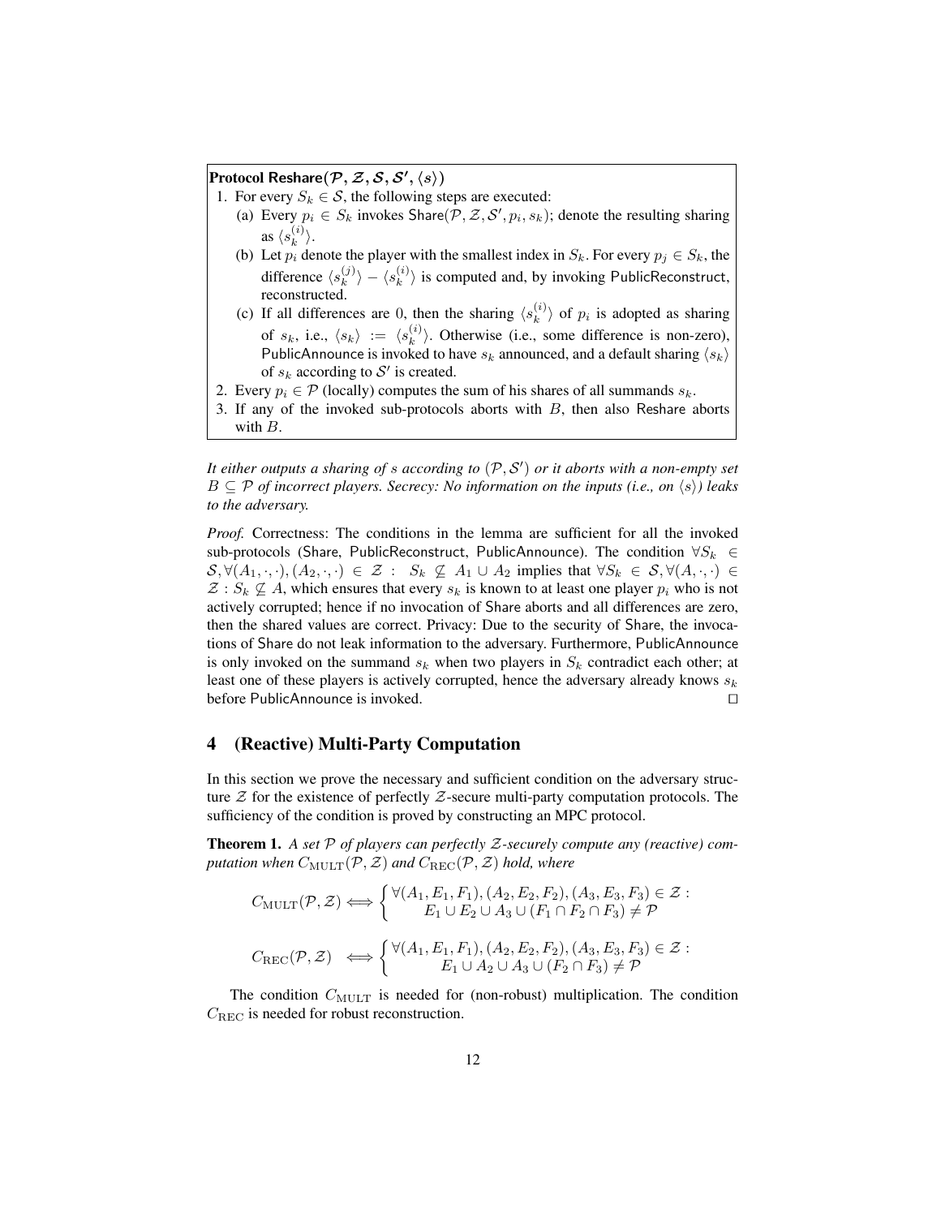**Protocol Reshare$(\mathcal{P}, \mathcal{Z}, \mathcal{S}, \mathcal{S}', \langle s \rangle)$**

1. For every $S_k \in \mathcal{S}$, the following steps are executed:
   (a) Every $p_i \in S_k$ invokes Share$(\mathcal{P}, \mathcal{Z}, \mathcal{S}', p_i, s_k)$; denote the resulting sharing as $\langle s_k^{(i)} \rangle$.
   (b) Let $p_i$ denote the player with the smallest index in $S_k$. For every $p_j \in S_k$, the difference $\langle s_k^{(j)} \rangle - \langle s_k^{(i)} \rangle$ is computed and, by invoking PublicReconstruct, reconstructed.
   (c) If all differences are 0, then the sharing $\langle s_k^{(i)} \rangle$ of $p_i$ is adopted as sharing of $s_k$, i.e., $\langle s_k \rangle := \langle s_k^{(i)} \rangle$. Otherwise (i.e., some difference is non-zero), PublicAnnounce is invoked to have $s_k$ announced, and a default sharing $\langle s_k \rangle$ of $s_k$ according to $\mathcal{S}'$ is created.
2. Every $p_i \in \mathcal{P}$ (locally) computes the sum of his shares of all summands $s_k$.
3. If any of the invoked sub-protocols aborts with $B$, then also Reshare aborts with $B$.

*It either outputs a sharing of $s$ according to $(\mathcal{P}, \mathcal{S}')$ or it aborts with a non-empty set $B \subseteq \mathcal{P}$ of incorrect players. Secrecy: No information on the inputs (i.e., on $\langle s \rangle$) leaks to the adversary.*

*Proof.* Correctness: The conditions in the lemma are sufficient for all the invoked sub-protocols (Share, PublicReconstruct, PublicAnnounce). The condition $\forall S_k \in \mathcal{S}, \forall (A_1, \cdot, \cdot), (A_2, \cdot, \cdot) \in \mathcal{Z} : \; S_k \not\subseteq A_1 \cup A_2$ implies that $\forall S_k \in \mathcal{S}, \forall (A, \cdot, \cdot) \in \mathcal{Z} : S_k \not\subseteq A$, which ensures that every $s_k$ is known to at least one player $p_i$ who is not actively corrupted; hence if no invocation of Share aborts and all differences are zero, then the shared values are correct. Privacy: Due to the security of Share, the invocations of Share do not leak information to the adversary. Furthermore, PublicAnnounce is only invoked on the summand $s_k$ when two players in $S_k$ contradict each other; at least one of these players is actively corrupted, hence the adversary already knows $s_k$ before PublicAnnounce is invoked. $\square$

## 4 (Reactive) Multi-Party Computation

In this section we prove the necessary and sufficient condition on the adversary structure $\mathcal{Z}$ for the existence of perfectly $\mathcal{Z}$-secure multi-party computation protocols. The sufficiency of the condition is proved by constructing an MPC protocol.

**Theorem 1.** *A set $\mathcal{P}$ of players can perfectly $\mathcal{Z}$-securely compute any (reactive) computation when $C_{\text{MULT}}(\mathcal{P}, \mathcal{Z})$ and $C_{\text{REC}}(\mathcal{P}, \mathcal{Z})$ hold, where*

$$C_{\text{MULT}}(\mathcal{P}, \mathcal{Z}) \iff \begin{cases} \forall (A_1, E_1, F_1), (A_2, E_2, F_2), (A_3, E_3, F_3) \in \mathcal{Z} : \\ \quad E_1 \cup E_2 \cup A_3 \cup (F_1 \cap F_2 \cap F_3) \neq \mathcal{P} \end{cases}$$

$$C_{\text{REC}}(\mathcal{P}, \mathcal{Z}) \iff \begin{cases} \forall (A_1, E_1, F_1), (A_2, E_2, F_2), (A_3, E_3, F_3) \in \mathcal{Z} : \\ \quad E_1 \cup A_2 \cup A_3 \cup (F_2 \cap F_3) \neq \mathcal{P} \end{cases}$$

The condition $C_{\text{MULT}}$ is needed for (non-robust) multiplication. The condition $C_{\text{REC}}$ is needed for robust reconstruction.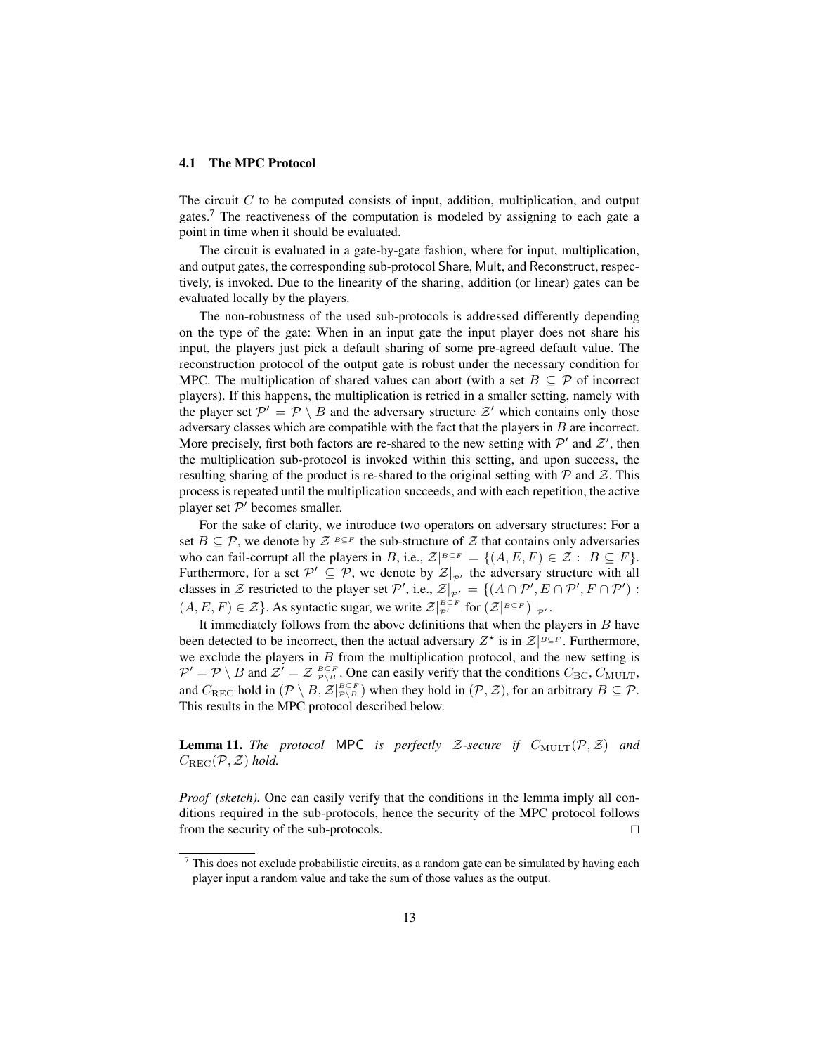### 4.1 The MPC Protocol

The circuit $C$ to be computed consists of input, addition, multiplication, and output gates.[7] The reactiveness of the computation is modeled by assigning to each gate a point in time when it should be evaluated.

The circuit is evaluated in a gate-by-gate fashion, where for input, multiplication, and output gates, the corresponding sub-protocol Share, Mult, and Reconstruct, respectively, is invoked. Due to the linearity of the sharing, addition (or linear) gates can be evaluated locally by the players.

The non-robustness of the used sub-protocols is addressed differently depending on the type of the gate: When in an input gate the input player does not share his input, the players just pick a default sharing of some pre-agreed default value. The reconstruction protocol of the output gate is robust under the necessary condition for MPC. The multiplication of shared values can abort (with a set $B \subseteq \mathcal{P}$ of incorrect players). If this happens, the multiplication is retried in a smaller setting, namely with the player set $\mathcal{P}' = \mathcal{P} \setminus B$ and the adversary structure $\mathcal{Z}'$ which contains only those adversary classes which are compatible with the fact that the players in $B$ are incorrect. More precisely, first both factors are re-shared to the new setting with $\mathcal{P}'$ and $\mathcal{Z}'$, then the multiplication sub-protocol is invoked within this setting, and upon success, the resulting sharing of the product is re-shared to the original setting with $\mathcal{P}$ and $\mathcal{Z}$. This process is repeated until the multiplication succeeds, and with each repetition, the active player set $\mathcal{P}'$ becomes smaller.

For the sake of clarity, we introduce two operators on adversary structures: For a set $B \subseteq \mathcal{P}$, we denote by $\mathcal{Z}|^{B \subseteq F}$ the sub-structure of $\mathcal{Z}$ that contains only adversaries who can fail-corrupt all the players in $B$, i.e., $\mathcal{Z}|^{B \subseteq F} = \{(A, E, F) \in \mathcal{Z} : \ B \subseteq F\}$. Furthermore, for a set $\mathcal{P}' \subseteq \mathcal{P}$, we denote by $\mathcal{Z}|_{\mathcal{P}'}$ the adversary structure with all classes in $\mathcal{Z}$ restricted to the player set $\mathcal{P}'$, i.e., $\mathcal{Z}|_{\mathcal{P}'} = \{(A \cap \mathcal{P}', E \cap \mathcal{P}', F \cap \mathcal{P}') : (A, E, F) \in \mathcal{Z}\}$. As syntactic sugar, we write $\mathcal{Z}|^{B \subseteq F}_{\mathcal{P}'}$ for $(\mathcal{Z}|^{B \subseteq F})|_{\mathcal{P}'}$.

It immediately follows from the above definitions that when the players in $B$ have been detected to be incorrect, then the actual adversary $Z^\star$ is in $\mathcal{Z}|^{B \subseteq F}$. Furthermore, we exclude the players in $B$ from the multiplication protocol, and the new setting is $\mathcal{P}' = \mathcal{P} \setminus B$ and $\mathcal{Z}' = \mathcal{Z}|^{B \subseteq F}_{\mathcal{P} \setminus B}$. One can easily verify that the conditions $C_{\mathrm{BC}}$, $C_{\mathrm{MULT}}$, and $C_{\mathrm{REC}}$ hold in $(\mathcal{P} \setminus B, \mathcal{Z}|^{B \subseteq F}_{\mathcal{P} \setminus B})$ when they hold in $(\mathcal{P}, \mathcal{Z})$, for an arbitrary $B \subseteq \mathcal{P}$. This results in the MPC protocol described below.

**Lemma 11.** *The protocol* MPC *is perfectly $\mathcal{Z}$-secure if $C_{\mathrm{MULT}}(\mathcal{P}, \mathcal{Z})$ and $C_{\mathrm{REC}}(\mathcal{P}, \mathcal{Z})$ hold.*

*Proof (sketch).* One can easily verify that the conditions in the lemma imply all conditions required in the sub-protocols, hence the security of the MPC protocol follows from the security of the sub-protocols. □

[7] This does not exclude probabilistic circuits, as a random gate can be simulated by having each player input a random value and take the sum of those values as the output.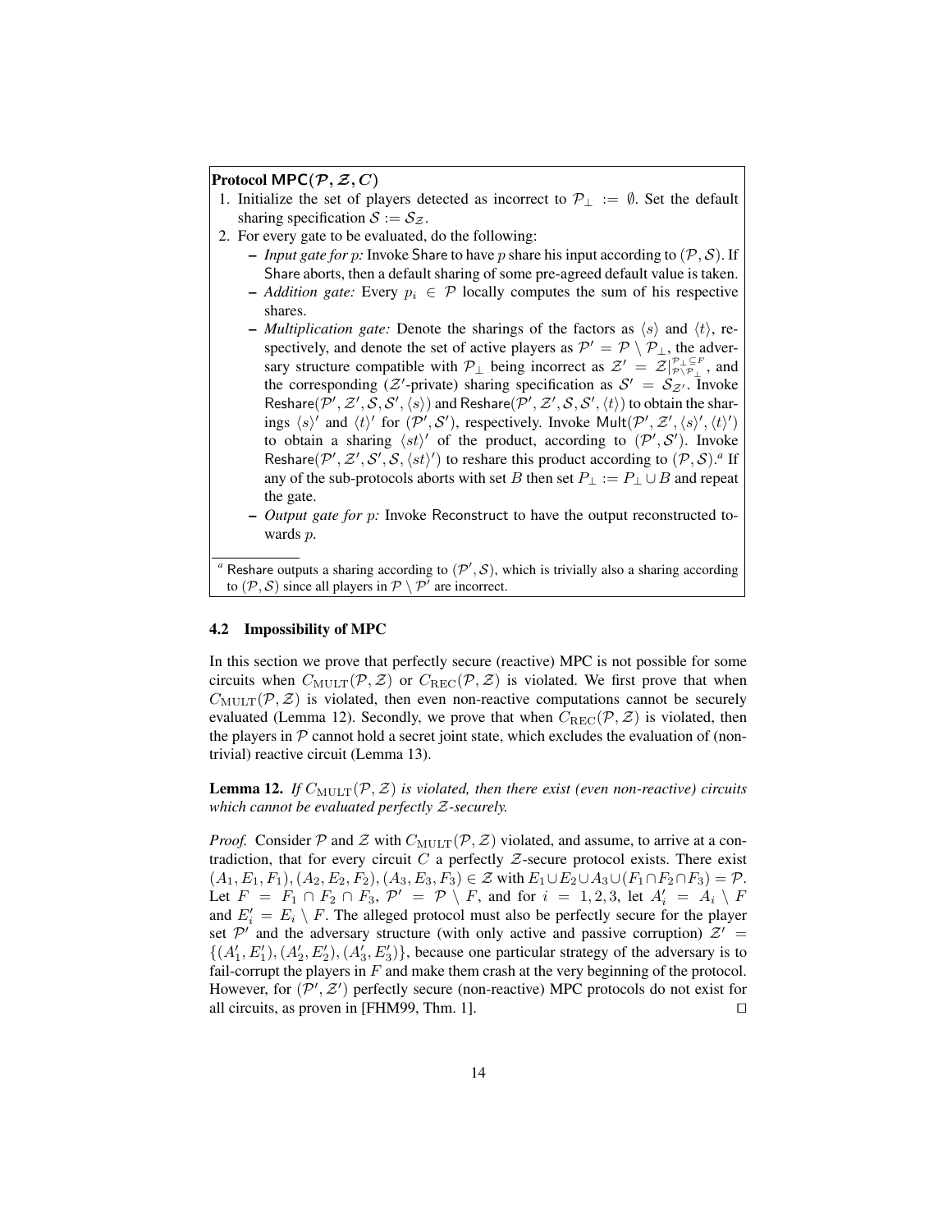**Protocol MPC($\mathcal{P}, \mathcal{Z}, C$)**

1. Initialize the set of players detected as incorrect to $\mathcal{P}_\perp := \emptyset$. Set the default sharing specification $\mathcal{S} := \mathcal{S}_\mathcal{Z}$.
2. For every gate to be evaluated, do the following:
   - *Input gate for $p$:* Invoke Share to have $p$ share his input according to $(\mathcal{P}, \mathcal{S})$. If Share aborts, then a default sharing of some pre-agreed default value is taken.
   - *Addition gate:* Every $p_i \in \mathcal{P}$ locally computes the sum of his respective shares.
   - *Multiplication gate:* Denote the sharings of the factors as $\langle s \rangle$ and $\langle t \rangle$, respectively, and denote the set of active players as $\mathcal{P}' = \mathcal{P} \setminus \mathcal{P}_\perp$, the adversary structure compatible with $\mathcal{P}_\perp$ being incorrect as $\mathcal{Z}' = \mathcal{Z}|^{\mathcal{P}_\perp \subseteq F}_{\mathcal{P} \setminus \mathcal{P}_\perp}$, and the corresponding ($\mathcal{Z}'$-private) sharing specification as $\mathcal{S}' = \mathcal{S}_{\mathcal{Z}'}$. Invoke Reshare($\mathcal{P}', \mathcal{Z}', \mathcal{S}, \mathcal{S}', \langle s \rangle$) and Reshare($\mathcal{P}', \mathcal{Z}', \mathcal{S}, \mathcal{S}', \langle t \rangle$) to obtain the sharings $\langle s \rangle'$ and $\langle t \rangle'$ for $(\mathcal{P}', \mathcal{S}')$, respectively. Invoke Mult($\mathcal{P}', \mathcal{Z}', \langle s \rangle', \langle t \rangle'$) to obtain a sharing $\langle st \rangle'$ of the product, according to $(\mathcal{P}', \mathcal{S}')$. Invoke Reshare($\mathcal{P}', \mathcal{Z}', \mathcal{S}', \mathcal{S}, \langle st \rangle'$) to reshare this product according to $(\mathcal{P}, \mathcal{S})$.[a] If any of the sub-protocols aborts with set $B$ then set $P_\perp := P_\perp \cup B$ and repeat the gate.
   - *Output gate for $p$:* Invoke Reconstruct to have the output reconstructed towards $p$.

[a] Reshare outputs a sharing according to $(\mathcal{P}', \mathcal{S})$, which is trivially also a sharing according to $(\mathcal{P}, \mathcal{S})$ since all players in $\mathcal{P} \setminus \mathcal{P}'$ are incorrect.

### 4.2 Impossibility of MPC

In this section we prove that perfectly secure (reactive) MPC is not possible for some circuits when $C_{\mathrm{MULT}}(\mathcal{P}, \mathcal{Z})$ or $C_{\mathrm{REC}}(\mathcal{P}, \mathcal{Z})$ is violated. We first prove that when $C_{\mathrm{MULT}}(\mathcal{P}, \mathcal{Z})$ is violated, then even non-reactive computations cannot be securely evaluated (Lemma 12). Secondly, we prove that when $C_{\mathrm{REC}}(\mathcal{P}, \mathcal{Z})$ is violated, then the players in $\mathcal{P}$ cannot hold a secret joint state, which excludes the evaluation of (non-trivial) reactive circuit (Lemma 13).

**Lemma 12.** *If $C_{\mathrm{MULT}}(\mathcal{P}, \mathcal{Z})$ is violated, then there exist (even non-reactive) circuits which cannot be evaluated perfectly $\mathcal{Z}$-securely.*

*Proof.* Consider $\mathcal{P}$ and $\mathcal{Z}$ with $C_{\mathrm{MULT}}(\mathcal{P}, \mathcal{Z})$ violated, and assume, to arrive at a contradiction, that for every circuit $C$ a perfectly $\mathcal{Z}$-secure protocol exists. There exist $(A_1, E_1, F_1), (A_2, E_2, F_2), (A_3, E_3, F_3) \in \mathcal{Z}$ with $E_1 \cup E_2 \cup A_3 \cup (F_1 \cap F_2 \cap F_3) = \mathcal{P}$. Let $F = F_1 \cap F_2 \cap F_3$, $\mathcal{P}' = \mathcal{P} \setminus F$, and for $i = 1, 2, 3$, let $A'_i = A_i \setminus F$ and $E'_i = E_i \setminus F$. The alleged protocol must also be perfectly secure for the player set $\mathcal{P}'$ and the adversary structure (with only active and passive corruption) $\mathcal{Z}' = \{(A'_1, E'_1), (A'_2, E'_2), (A'_3, E'_3)\}$, because one particular strategy of the adversary is to fail-corrupt the players in $F$ and make them crash at the very beginning of the protocol. However, for $(\mathcal{P}', \mathcal{Z}')$ perfectly secure (non-reactive) MPC protocols do not exist for all circuits, as proven in [FHM99, Thm. 1]. $\square$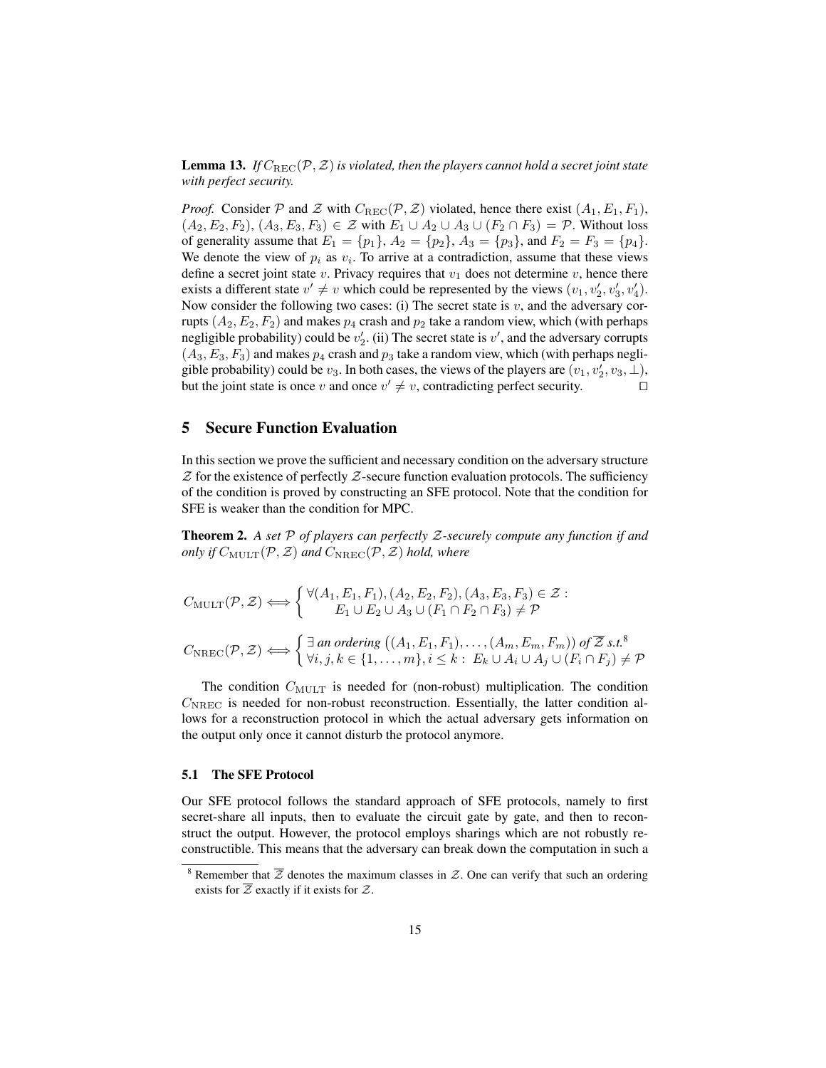**Lemma 13.** *If $C_{\mathrm{REC}}(\mathcal{P}, \mathcal{Z})$ is violated, then the players cannot hold a secret joint state with perfect security.*

*Proof.* Consider $\mathcal{P}$ and $\mathcal{Z}$ with $C_{\mathrm{REC}}(\mathcal{P}, \mathcal{Z})$ violated, hence there exist $(A_1, E_1, F_1)$, $(A_2, E_2, F_2)$, $(A_3, E_3, F_3) \in \mathcal{Z}$ with $E_1 \cup A_2 \cup A_3 \cup (F_2 \cap F_3) = \mathcal{P}$. Without loss of generality assume that $E_1 = \{p_1\}$, $A_2 = \{p_2\}$, $A_3 = \{p_3\}$, and $F_2 = F_3 = \{p_4\}$. We denote the view of $p_i$ as $v_i$. To arrive at a contradiction, assume that these views define a secret joint state $v$. Privacy requires that $v_1$ does not determine $v$, hence there exists a different state $v' \neq v$ which could be represented by the views $(v_1, v_2', v_3', v_4')$. Now consider the following two cases: (i) The secret state is $v$, and the adversary corrupts $(A_2, E_2, F_2)$ and makes $p_4$ crash and $p_2$ take a random view, which (with perhaps negligible probability) could be $v_2'$. (ii) The secret state is $v'$, and the adversary corrupts $(A_3, E_3, F_3)$ and makes $p_4$ crash and $p_3$ take a random view, which (with perhaps negligible probability) could be $v_3$. In both cases, the views of the players are $(v_1, v_2', v_3, \perp)$, but the joint state is once $v$ and once $v' \neq v$, contradicting perfect security. $\square$

## 5 Secure Function Evaluation

In this section we prove the sufficient and necessary condition on the adversary structure $\mathcal{Z}$ for the existence of perfectly $\mathcal{Z}$-secure function evaluation protocols. The sufficiency of the condition is proved by constructing an SFE protocol. Note that the condition for SFE is weaker than the condition for MPC.

**Theorem 2.** *A set $\mathcal{P}$ of players can perfectly $\mathcal{Z}$-securely compute any function if and only if $C_{\mathrm{MULT}}(\mathcal{P}, \mathcal{Z})$ and $C_{\mathrm{NREC}}(\mathcal{P}, \mathcal{Z})$ hold, where*

$$C_{\mathrm{MULT}}(\mathcal{P}, \mathcal{Z}) \Longleftrightarrow \begin{cases} \forall (A_1, E_1, F_1), (A_2, E_2, F_2), (A_3, E_3, F_3) \in \mathcal{Z} : \\ \qquad E_1 \cup E_2 \cup A_3 \cup (F_1 \cap F_2 \cap F_3) \neq \mathcal{P} \end{cases}$$

$$C_{\mathrm{NREC}}(\mathcal{P}, \mathcal{Z}) \Longleftrightarrow \begin{cases} \exists \text{ an ordering } \big((A_1, E_1, F_1), \ldots, (A_m, E_m, F_m)\big) \text{ of } \overline{\mathcal{Z}} \text{ s.t.}^{8} \\ \forall i, j, k \in \{1, \ldots, m\}, i \leq k : \; E_k \cup A_i \cup A_j \cup (F_i \cap F_j) \neq \mathcal{P} \end{cases}$$

The condition $C_{\mathrm{MULT}}$ is needed for (non-robust) multiplication. The condition $C_{\mathrm{NREC}}$ is needed for non-robust reconstruction. Essentially, the latter condition allows for a reconstruction protocol in which the actual adversary gets information on the output only once it cannot disturb the protocol anymore.

### 5.1 The SFE Protocol

Our SFE protocol follows the standard approach of SFE protocols, namely to first secret-share all inputs, then to evaluate the circuit gate by gate, and then to reconstruct the output. However, the protocol employs sharings which are not robustly reconstructible. This means that the adversary can break down the computation in such a

[8] Remember that $\overline{\mathcal{Z}}$ denotes the maximum classes in $\mathcal{Z}$. One can verify that such an ordering exists for $\overline{\mathcal{Z}}$ exactly if it exists for $\mathcal{Z}$.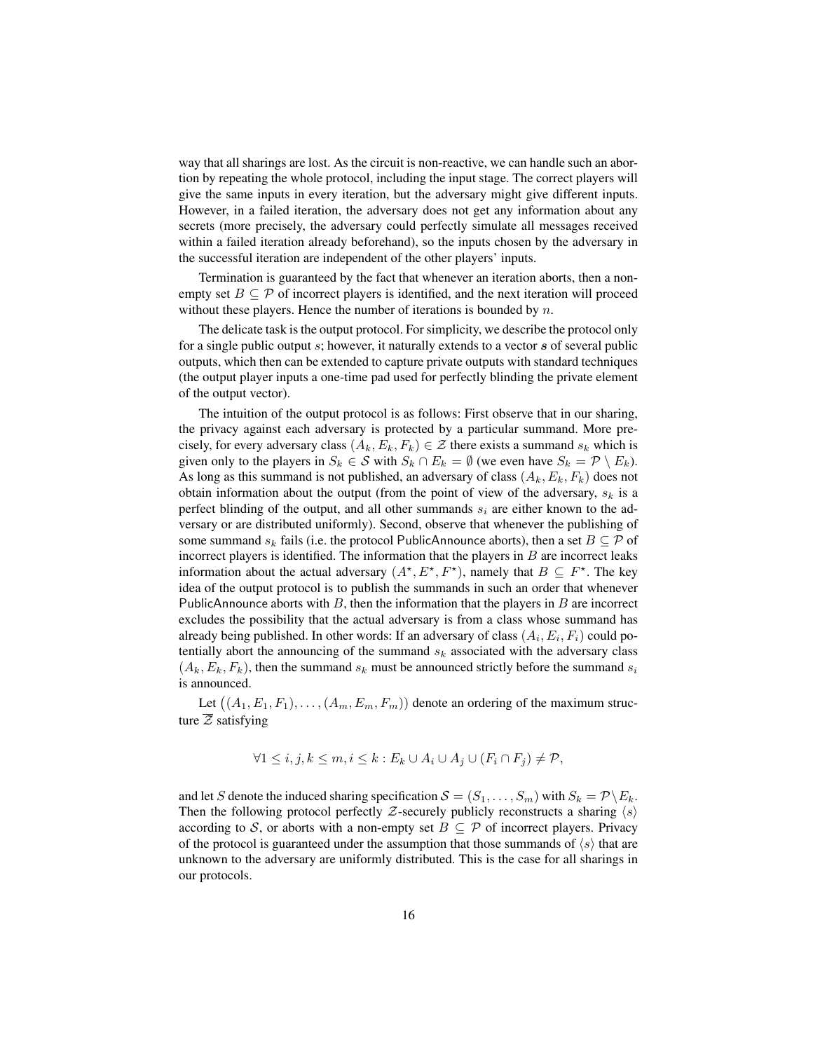way that all sharings are lost. As the circuit is non-reactive, we can handle such an abortion by repeating the whole protocol, including the input stage. The correct players will give the same inputs in every iteration, but the adversary might give different inputs. However, in a failed iteration, the adversary does not get any information about any secrets (more precisely, the adversary could perfectly simulate all messages received within a failed iteration already beforehand), so the inputs chosen by the adversary in the successful iteration are independent of the other players' inputs.

Termination is guaranteed by the fact that whenever an iteration aborts, then a non-empty set $B \subseteq \mathcal{P}$ of incorrect players is identified, and the next iteration will proceed without these players. Hence the number of iterations is bounded by $n$.

The delicate task is the output protocol. For simplicity, we describe the protocol only for a single public output $s$; however, it naturally extends to a vector $\boldsymbol{s}$ of several public outputs, which then can be extended to capture private outputs with standard techniques (the output player inputs a one-time pad used for perfectly blinding the private element of the output vector).

The intuition of the output protocol is as follows: First observe that in our sharing, the privacy against each adversary is protected by a particular summand. More precisely, for every adversary class $(A_k, E_k, F_k) \in \mathcal{Z}$ there exists a summand $s_k$ which is given only to the players in $S_k \in \mathcal{S}$ with $S_k \cap E_k = \emptyset$ (we even have $S_k = \mathcal{P} \setminus E_k$). As long as this summand is not published, an adversary of class $(A_k, E_k, F_k)$ does not obtain information about the output (from the point of view of the adversary, $s_k$ is a perfect blinding of the output, and all other summands $s_i$ are either known to the adversary or are distributed uniformly). Second, observe that whenever the publishing of some summand $s_k$ fails (i.e. the protocol PublicAnnounce aborts), then a set $B \subseteq \mathcal{P}$ of incorrect players is identified. The information that the players in $B$ are incorrect leaks information about the actual adversary $(A^\star, E^\star, F^\star)$, namely that $B \subseteq F^\star$. The key idea of the output protocol is to publish the summands in such an order that whenever PublicAnnounce aborts with $B$, then the information that the players in $B$ are incorrect excludes the possibility that the actual adversary is from a class whose summand has already being published. In other words: If an adversary of class $(A_i, E_i, F_i)$ could potentially abort the announcing of the summand $s_k$ associated with the adversary class $(A_k, E_k, F_k)$, then the summand $s_k$ must be announced strictly before the summand $s_i$ is announced.

Let $\big((A_1, E_1, F_1), \ldots, (A_m, E_m, F_m)\big)$ denote an ordering of the maximum structure $\overline{\mathcal{Z}}$ satisfying

$$\forall 1 \leq i, j, k \leq m, i \leq k : E_k \cup A_i \cup A_j \cup (F_i \cap F_j) \neq \mathcal{P},$$

and let $S$ denote the induced sharing specification $\mathcal{S} = (S_1, \ldots, S_m)$ with $S_k = \mathcal{P} \setminus E_k$. Then the following protocol perfectly $\mathcal{Z}$-securely publicly reconstructs a sharing $\langle s \rangle$ according to $\mathcal{S}$, or aborts with a non-empty set $B \subseteq \mathcal{P}$ of incorrect players. Privacy of the protocol is guaranteed under the assumption that those summands of $\langle s \rangle$ that are unknown to the adversary are uniformly distributed. This is the case for all sharings in our protocols.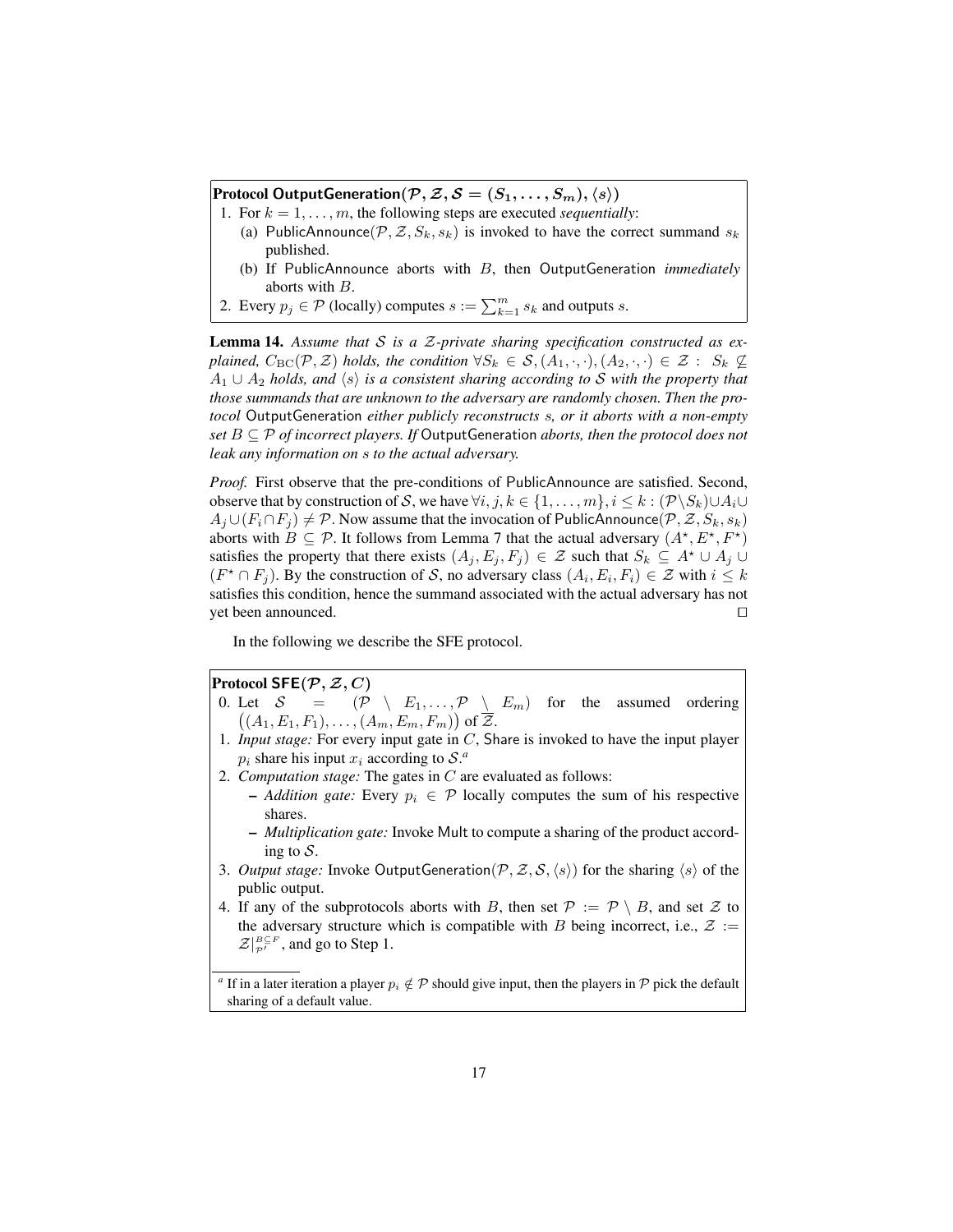**Protocol OutputGeneration$(\mathcal{P}, \mathcal{Z}, \mathcal{S} = (S_1, \ldots, S_m), \langle s \rangle)$**

1. For $k = 1, \ldots, m$, the following steps are executed *sequentially*:
   (a) PublicAnnounce$(\mathcal{P}, \mathcal{Z}, S_k, s_k)$ is invoked to have the correct summand $s_k$ published.
   (b) If PublicAnnounce aborts with $B$, then OutputGeneration *immediately* aborts with $B$.
2. Every $p_j \in \mathcal{P}$ (locally) computes $s := \sum_{k=1}^{m} s_k$ and outputs $s$.

**Lemma 14.** *Assume that $\mathcal{S}$ is a $\mathcal{Z}$-private sharing specification constructed as explained, $C_{\mathrm{BC}}(\mathcal{P}, \mathcal{Z})$ holds, the condition $\forall S_k \in \mathcal{S}, (A_1, \cdot, \cdot), (A_2, \cdot, \cdot) \in \mathcal{Z} : \; S_k \not\subseteq A_1 \cup A_2$ holds, and $\langle s \rangle$ is a consistent sharing according to $\mathcal{S}$ with the property that those summands that are unknown to the adversary are randomly chosen. Then the protocol* OutputGeneration *either publicly reconstructs $s$, or it aborts with a non-empty set $B \subseteq \mathcal{P}$ of incorrect players. If* OutputGeneration *aborts, then the protocol does not leak any information on $s$ to the actual adversary.*

*Proof.* First observe that the pre-conditions of PublicAnnounce are satisfied. Second, observe that by construction of $\mathcal{S}$, we have $\forall i, j, k \in \{1, \ldots, m\}, i \leq k : (\mathcal{P} \setminus S_k) \cup A_i \cup A_j \cup (F_i \cap F_j) \neq \mathcal{P}$. Now assume that the invocation of PublicAnnounce$(\mathcal{P}, \mathcal{Z}, S_k, s_k)$ aborts with $B \subseteq \mathcal{P}$. It follows from Lemma 7 that the actual adversary $(A^\star, E^\star, F^\star)$ satisfies the property that there exists $(A_j, E_j, F_j) \in \mathcal{Z}$ such that $S_k \subseteq A^\star \cup A_j \cup (F^\star \cap F_j)$. By the construction of $\mathcal{S}$, no adversary class $(A_i, E_i, F_i) \in \mathcal{Z}$ with $i \leq k$ satisfies this condition, hence the summand associated with the actual adversary has not yet been announced. $\square$

In the following we describe the SFE protocol.

**Protocol SFE$(\mathcal{P}, \mathcal{Z}, C)$**

0. Let $\mathcal{S} = (\mathcal{P} \setminus E_1, \ldots, \mathcal{P} \setminus E_m)$ for the assumed ordering $\big((A_1, E_1, F_1), \ldots, (A_m, E_m, F_m)\big)$ of $\overline{\mathcal{Z}}$.
1. *Input stage:* For every input gate in $C$, Share is invoked to have the input player $p_i$ share his input $x_i$ according to $\mathcal{S}$.[a]
2. *Computation stage:* The gates in $C$ are evaluated as follows:
   - *Addition gate:* Every $p_i \in \mathcal{P}$ locally computes the sum of his respective shares.
   - *Multiplication gate:* Invoke Mult to compute a sharing of the product according to $\mathcal{S}$.
3. *Output stage:* Invoke OutputGeneration$(\mathcal{P}, \mathcal{Z}, \mathcal{S}, \langle s \rangle)$ for the sharing $\langle s \rangle$ of the public output.
4. If any of the subprotocols aborts with $B$, then set $\mathcal{P} := \mathcal{P} \setminus B$, and set $\mathcal{Z}$ to the adversary structure which is compatible with $B$ being incorrect, i.e., $\mathcal{Z} := \mathcal{Z}|_{\mathcal{P}'}^{B \subseteq F}$, and go to Step 1.

[a] If in a later iteration a player $p_i \notin \mathcal{P}$ should give input, then the players in $\mathcal{P}$ pick the default sharing of a default value.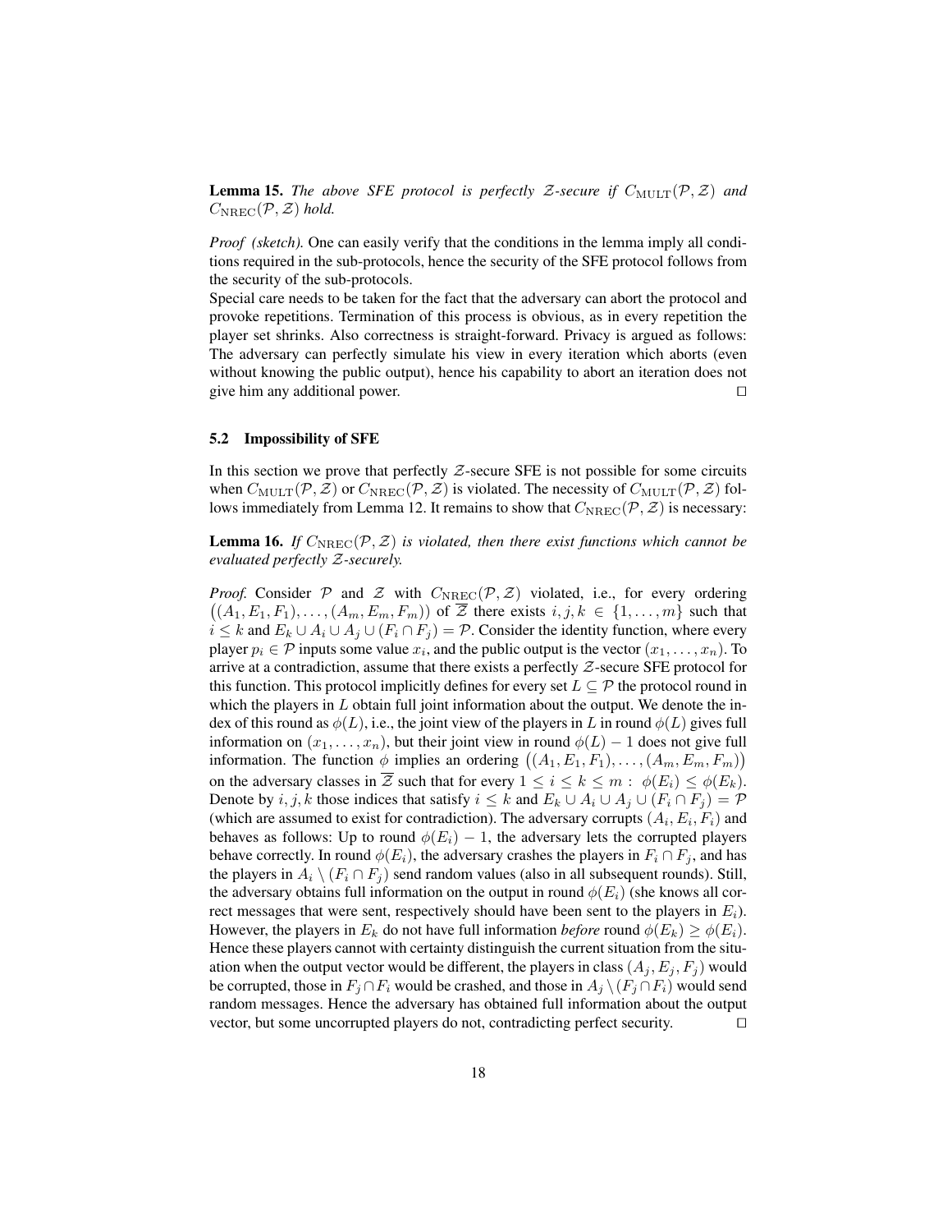**Lemma 15.** *The above SFE protocol is perfectly $\mathcal{Z}$-secure if $C_{\mathrm{MULT}}(\mathcal{P},\mathcal{Z})$ and $C_{\mathrm{NREC}}(\mathcal{P},\mathcal{Z})$ hold.*

*Proof (sketch).* One can easily verify that the conditions in the lemma imply all conditions required in the sub-protocols, hence the security of the SFE protocol follows from the security of the sub-protocols.
Special care needs to be taken for the fact that the adversary can abort the protocol and provoke repetitions. Termination of this process is obvious, as in every repetition the player set shrinks. Also correctness is straight-forward. Privacy is argued as follows: The adversary can perfectly simulate his view in every iteration which aborts (even without knowing the public output), hence his capability to abort an iteration does not give him any additional power. $\square$

### 5.2 Impossibility of SFE

In this section we prove that perfectly $\mathcal{Z}$-secure SFE is not possible for some circuits when $C_{\mathrm{MULT}}(\mathcal{P},\mathcal{Z})$ or $C_{\mathrm{NREC}}(\mathcal{P},\mathcal{Z})$ is violated. The necessity of $C_{\mathrm{MULT}}(\mathcal{P},\mathcal{Z})$ follows immediately from Lemma 12. It remains to show that $C_{\mathrm{NREC}}(\mathcal{P},\mathcal{Z})$ is necessary:

**Lemma 16.** *If $C_{\mathrm{NREC}}(\mathcal{P},\mathcal{Z})$ is violated, then there exist functions which cannot be evaluated perfectly $\mathcal{Z}$-securely.*

*Proof.* Consider $\mathcal{P}$ and $\mathcal{Z}$ with $C_{\mathrm{NREC}}(\mathcal{P},\mathcal{Z})$ violated, i.e., for every ordering $\big((A_1,E_1,F_1),\ldots,(A_m,E_m,F_m)\big)$ of $\overline{\mathcal{Z}}$ there exists $i,j,k \in \{1,\ldots,m\}$ such that $i \leq k$ and $E_k \cup A_i \cup A_j \cup (F_i \cap F_j) = \mathcal{P}$. Consider the identity function, where every player $p_i \in \mathcal{P}$ inputs some value $x_i$, and the public output is the vector $(x_1,\ldots,x_n)$. To arrive at a contradiction, assume that there exists a perfectly $\mathcal{Z}$-secure SFE protocol for this function. This protocol implicitly defines for every set $L \subseteq \mathcal{P}$ the protocol round in which the players in $L$ obtain full joint information about the output. We denote the index of this round as $\phi(L)$, i.e., the joint view of the players in $L$ in round $\phi(L)$ gives full information on $(x_1,\ldots,x_n)$, but their joint view in round $\phi(L)-1$ does not give full information. The function $\phi$ implies an ordering $\big((A_1,E_1,F_1),\ldots,(A_m,E_m,F_m)\big)$ on the adversary classes in $\overline{\mathcal{Z}}$ such that for every $1 \leq i \leq k \leq m:\ \phi(E_i) \leq \phi(E_k)$. Denote by $i,j,k$ those indices that satisfy $i \leq k$ and $E_k \cup A_i \cup A_j \cup (F_i \cap F_j) = \mathcal{P}$ (which are assumed to exist for contradiction). The adversary corrupts $(A_i,E_i,F_i)$ and behaves as follows: Up to round $\phi(E_i)-1$, the adversary lets the corrupted players behave correctly. In round $\phi(E_i)$, the adversary crashes the players in $F_i \cap F_j$, and has the players in $A_i \setminus (F_i \cap F_j)$ send random values (also in all subsequent rounds). Still, the adversary obtains full information on the output in round $\phi(E_i)$ (she knows all correct messages that were sent, respectively should have been sent to the players in $E_i$). However, the players in $E_k$ do not have full information *before* round $\phi(E_k) \geq \phi(E_i)$. Hence these players cannot with certainty distinguish the current situation from the situation when the output vector would be different, the players in class $(A_j,E_j,F_j)$ would be corrupted, those in $F_j \cap F_i$ would be crashed, and those in $A_j \setminus (F_j \cap F_i)$ would send random messages. Hence the adversary has obtained full information about the output vector, but some uncorrupted players do not, contradicting perfect security. $\square$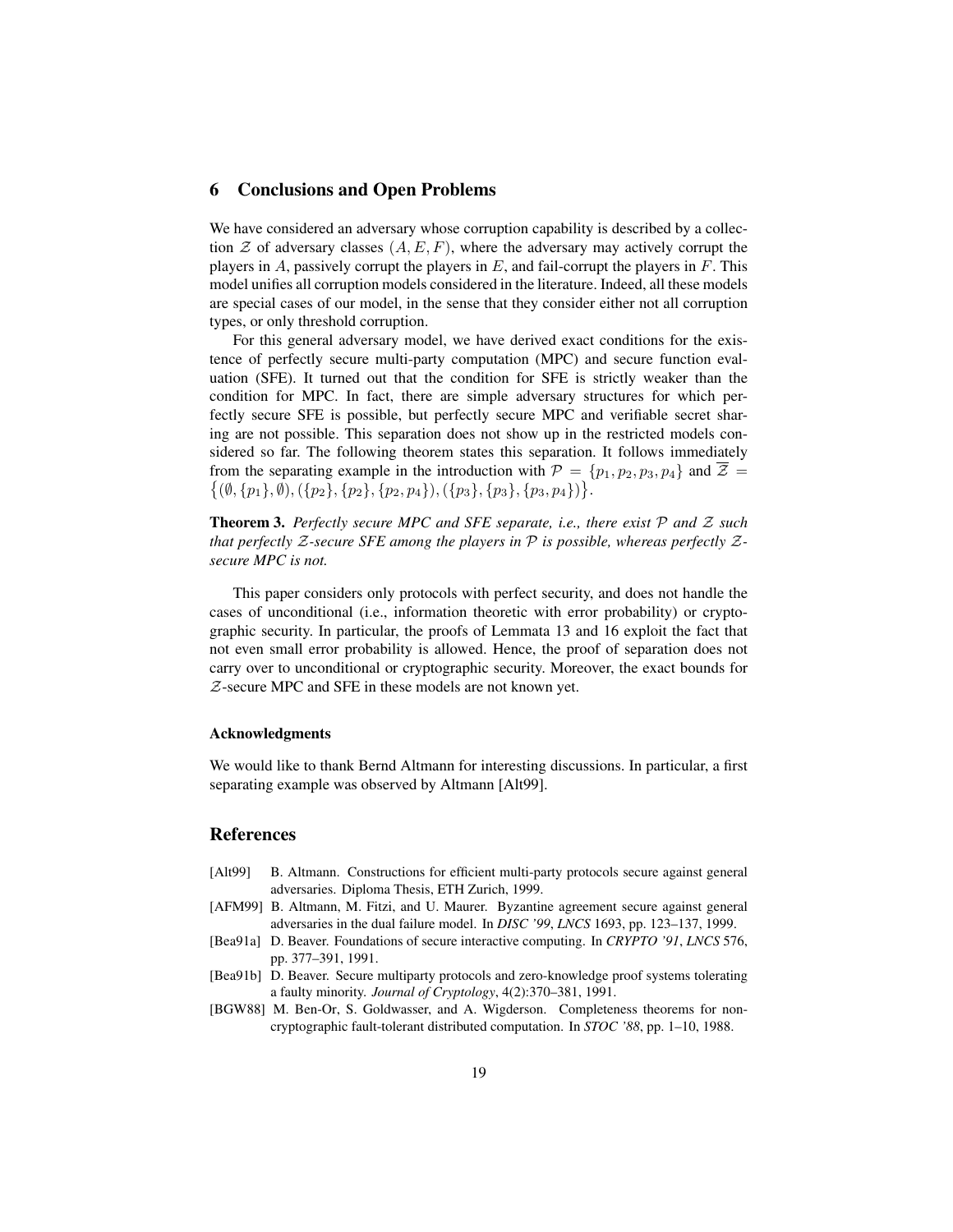## 6 Conclusions and Open Problems

We have considered an adversary whose corruption capability is described by a collection $\mathcal{Z}$ of adversary classes $(A, E, F)$, where the adversary may actively corrupt the players in $A$, passively corrupt the players in $E$, and fail-corrupt the players in $F$. This model unifies all corruption models considered in the literature. Indeed, all these models are special cases of our model, in the sense that they consider either not all corruption types, or only threshold corruption.

For this general adversary model, we have derived exact conditions for the existence of perfectly secure multi-party computation (MPC) and secure function evaluation (SFE). It turned out that the condition for SFE is strictly weaker than the condition for MPC. In fact, there are simple adversary structures for which perfectly secure SFE is possible, but perfectly secure MPC and verifiable secret sharing are not possible. This separation does not show up in the restricted models considered so far. The following theorem states this separation. It follows immediately from the separating example in the introduction with $\mathcal{P} = \{p_1, p_2, p_3, p_4\}$ and $\overline{\mathcal{Z}} = \big\{(\emptyset, \{p_1\}, \emptyset), (\{p_2\}, \{p_2\}, \{p_2, p_4\}), (\{p_3\}, \{p_3\}, \{p_3, p_4\})\big\}$.

**Theorem 3.** *Perfectly secure MPC and SFE separate, i.e., there exist $\mathcal{P}$ and $\mathcal{Z}$ such that perfectly $\mathcal{Z}$-secure SFE among the players in $\mathcal{P}$ is possible, whereas perfectly $\mathcal{Z}$-secure MPC is not.*

This paper considers only protocols with perfect security, and does not handle the cases of unconditional (i.e., information theoretic with error probability) or cryptographic security. In particular, the proofs of Lemmata 13 and 16 exploit the fact that not even small error probability is allowed. Hence, the proof of separation does not carry over to unconditional or cryptographic security. Moreover, the exact bounds for $\mathcal{Z}$-secure MPC and SFE in these models are not known yet.

#### Acknowledgments

We would like to thank Bernd Altmann for interesting discussions. In particular, a first separating example was observed by Altmann [Alt99].

## References

[Alt99] B. Altmann. Constructions for efficient multi-party protocols secure against general adversaries. Diploma Thesis, ETH Zurich, 1999.

[AFM99] B. Altmann, M. Fitzi, and U. Maurer. Byzantine agreement secure against general adversaries in the dual failure model. In *DISC '99*, *LNCS* 1693, pp. 123–137, 1999.

[Bea91a] D. Beaver. Foundations of secure interactive computing. In *CRYPTO '91*, *LNCS* 576, pp. 377–391, 1991.

[Bea91b] D. Beaver. Secure multiparty protocols and zero-knowledge proof systems tolerating a faulty minority. *Journal of Cryptology*, 4(2):370–381, 1991.

[BGW88] M. Ben-Or, S. Goldwasser, and A. Wigderson. Completeness theorems for non-cryptographic fault-tolerant distributed computation. In *STOC '88*, pp. 1–10, 1988.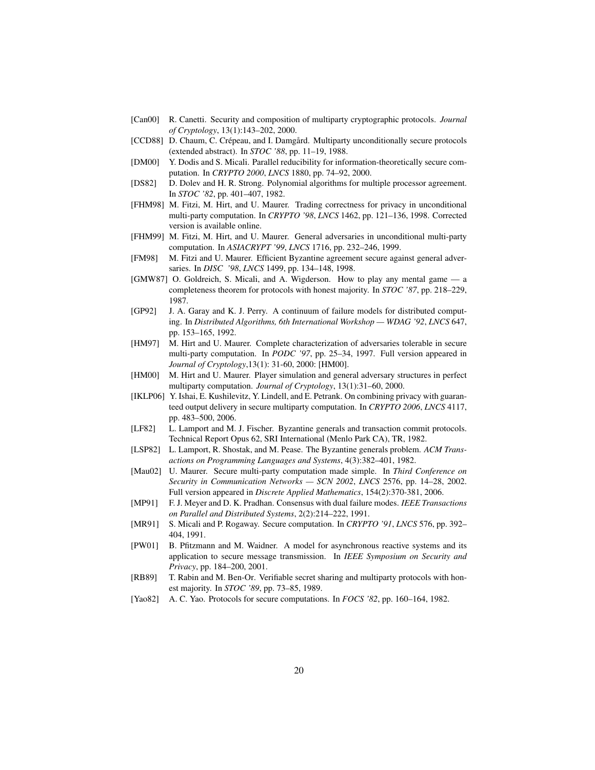- [Can00] R. Canetti. Security and composition of multiparty cryptographic protocols. *Journal of Cryptology*, 13(1):143–202, 2000.
- [CCD88] D. Chaum, C. Crépeau, and I. Damgård. Multiparty unconditionally secure protocols (extended abstract). In *STOC '88*, pp. 11–19, 1988.
- [DM00] Y. Dodis and S. Micali. Parallel reducibility for information-theoretically secure computation. In *CRYPTO 2000*, *LNCS* 1880, pp. 74–92, 2000.
- [DS82] D. Dolev and H. R. Strong. Polynomial algorithms for multiple processor agreement. In *STOC '82*, pp. 401–407, 1982.
- [FHM98] M. Fitzi, M. Hirt, and U. Maurer. Trading correctness for privacy in unconditional multi-party computation. In *CRYPTO '98*, *LNCS* 1462, pp. 121–136, 1998. Corrected version is available online.
- [FHM99] M. Fitzi, M. Hirt, and U. Maurer. General adversaries in unconditional multi-party computation. In *ASIACRYPT '99*, *LNCS* 1716, pp. 232–246, 1999.
- [FM98] M. Fitzi and U. Maurer. Efficient Byzantine agreement secure against general adversaries. In *DISC '98*, *LNCS* 1499, pp. 134–148, 1998.
- [GMW87] O. Goldreich, S. Micali, and A. Wigderson. How to play any mental game — a completeness theorem for protocols with honest majority. In *STOC '87*, pp. 218–229, 1987.
- [GP92] J. A. Garay and K. J. Perry. A continuum of failure models for distributed computing. In *Distributed Algorithms, 6th International Workshop — WDAG '92*, *LNCS* 647, pp. 153–165, 1992.
- [HM97] M. Hirt and U. Maurer. Complete characterization of adversaries tolerable in secure multi-party computation. In *PODC '97*, pp. 25–34, 1997. Full version appeared in *Journal of Cryptology*,13(1): 31-60, 2000: [HM00].
- [HM00] M. Hirt and U. Maurer. Player simulation and general adversary structures in perfect multiparty computation. *Journal of Cryptology*, 13(1):31–60, 2000.
- [IKLP06] Y. Ishai, E. Kushilevitz, Y. Lindell, and E. Petrank. On combining privacy with guaranteed output delivery in secure multiparty computation. In *CRYPTO 2006*, *LNCS* 4117, pp. 483–500, 2006.
- [LF82] L. Lamport and M. J. Fischer. Byzantine generals and transaction commit protocols. Technical Report Opus 62, SRI International (Menlo Park CA), TR, 1982.
- [LSP82] L. Lamport, R. Shostak, and M. Pease. The Byzantine generals problem. *ACM Transactions on Programming Languages and Systems*, 4(3):382–401, 1982.
- [Mau02] U. Maurer. Secure multi-party computation made simple. In *Third Conference on Security in Communication Networks — SCN 2002*, *LNCS* 2576, pp. 14–28, 2002. Full version appeared in *Discrete Applied Mathematics*, 154(2):370-381, 2006.
- [MP91] F. J. Meyer and D. K. Pradhan. Consensus with dual failure modes. *IEEE Transactions on Parallel and Distributed Systems*, 2(2):214–222, 1991.
- [MR91] S. Micali and P. Rogaway. Secure computation. In *CRYPTO '91*, *LNCS* 576, pp. 392–404, 1991.
- [PW01] B. Pfitzmann and M. Waidner. A model for asynchronous reactive systems and its application to secure message transmission. In *IEEE Symposium on Security and Privacy*, pp. 184–200, 2001.
- [RB89] T. Rabin and M. Ben-Or. Verifiable secret sharing and multiparty protocols with honest majority. In *STOC '89*, pp. 73–85, 1989.
- [Yao82] A. C. Yao. Protocols for secure computations. In *FOCS '82*, pp. 160–164, 1982.